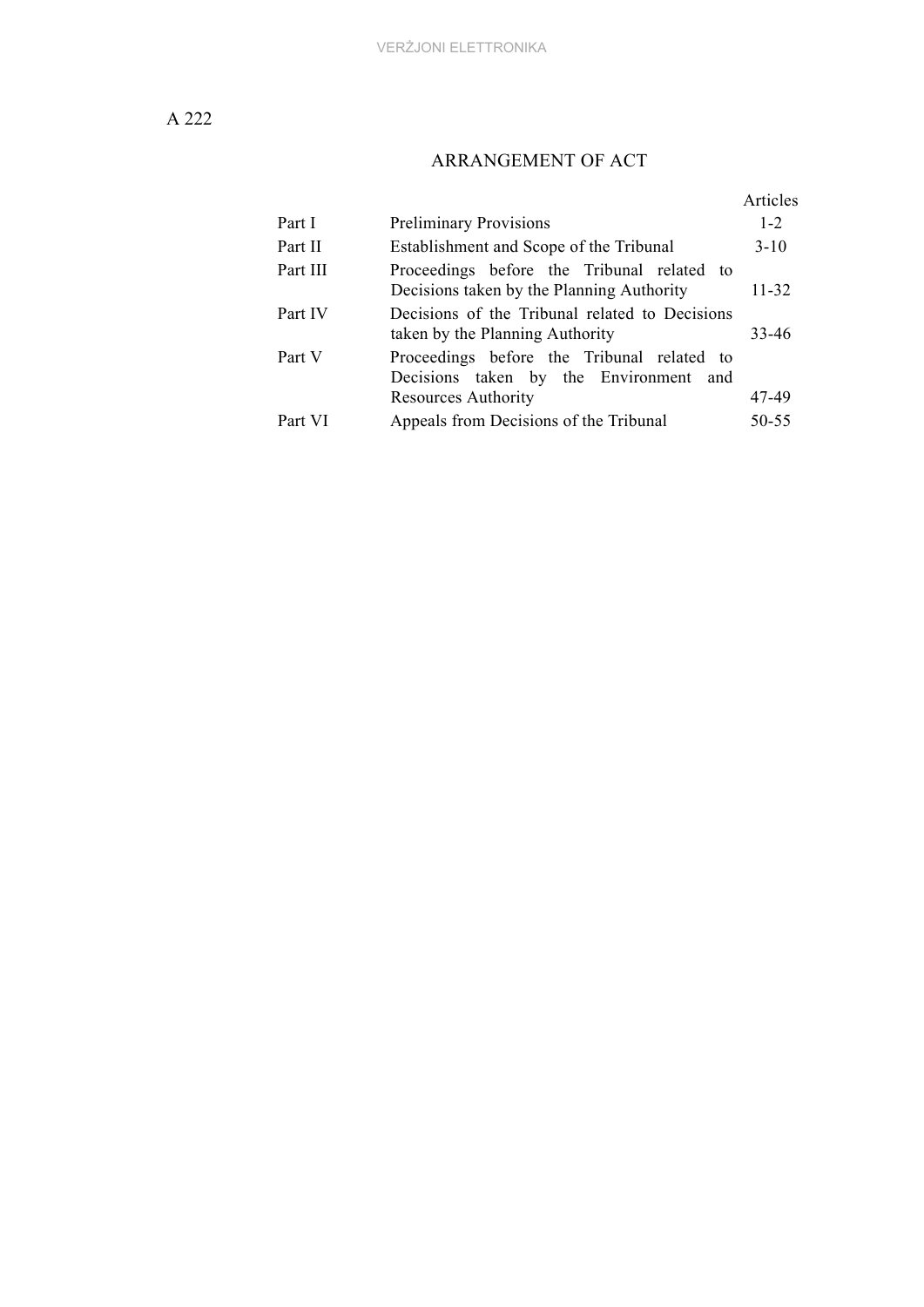A 222

# ARRANGEMENT OF ACT

| | | Articles |
|---|---|---|
| Part I | Preliminary Provisions | 1-2 |
| Part II | Establishment and Scope of the Tribunal | 3-10 |
| Part III | Proceedings before the Tribunal related to Decisions taken by the Planning Authority | 11-32 |
| Part IV | Decisions of the Tribunal related to Decisions taken by the Planning Authority | 33-46 |
| Part V | Proceedings before the Tribunal related to Decisions taken by the Environment and Resources Authority | 47-49 |
| Part VI | Appeals from Decisions of the Tribunal | 50-55 |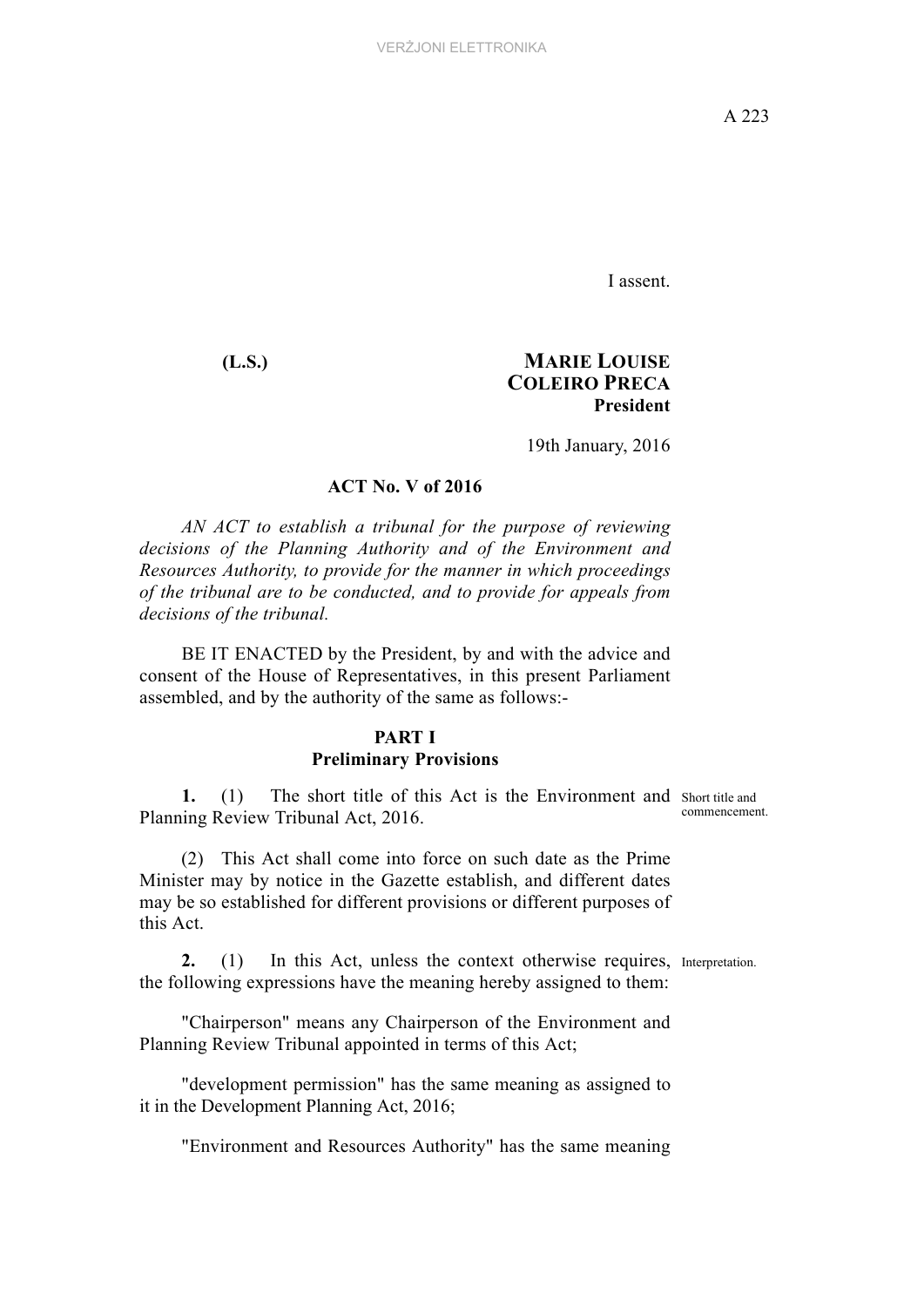I assent.

**(L.S.)** **MARIE LOUISE COLEIRO PRECA**
**President**

19th January, 2016

## ACT No. V of 2016

*AN ACT to establish a tribunal for the purpose of reviewing decisions of the Planning Authority and of the Environment and Resources Authority, to provide for the manner in which proceedings of the tribunal are to be conducted, and to provide for appeals from decisions of the tribunal.*

BE IT ENACTED by the President, by and with the advice and consent of the House of Representatives, in this present Parliament assembled, and by the authority of the same as follows:-

### PART I
### Preliminary Provisions

Short title and commencement.

**1.** (1) The short title of this Act is the Environment and Planning Review Tribunal Act, 2016.

(2) This Act shall come into force on such date as the Prime Minister may by notice in the Gazette establish, and different dates may be so established for different provisions or different purposes of this Act.

Interpretation.

**2.** (1) In this Act, unless the context otherwise requires, the following expressions have the meaning hereby assigned to them:

"Chairperson" means any Chairperson of the Environment and Planning Review Tribunal appointed in terms of this Act;

"development permission" has the same meaning as assigned to it in the Development Planning Act, 2016;

"Environment and Resources Authority" has the same meaning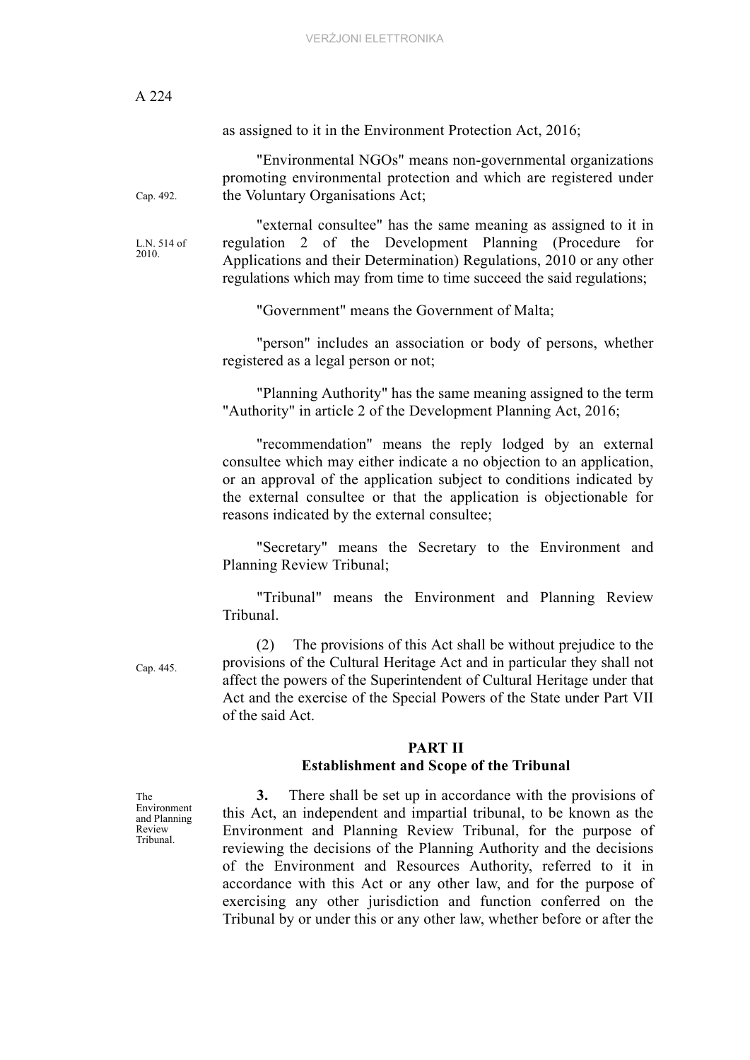as assigned to it in the Environment Protection Act, 2016;

Cap. 492.

"Environmental NGOs" means non-governmental organizations promoting environmental protection and which are registered under the Voluntary Organisations Act;

L.N. 514 of 2010.

"external consultee" has the same meaning as assigned to it in regulation 2 of the Development Planning (Procedure for Applications and their Determination) Regulations, 2010 or any other regulations which may from time to time succeed the said regulations;

"Government" means the Government of Malta;

"person" includes an association or body of persons, whether registered as a legal person or not;

"Planning Authority" has the same meaning assigned to the term "Authority" in article 2 of the Development Planning Act, 2016;

"recommendation" means the reply lodged by an external consultee which may either indicate a no objection to an application, or an approval of the application subject to conditions indicated by the external consultee or that the application is objectionable for reasons indicated by the external consultee;

"Secretary" means the Secretary to the Environment and Planning Review Tribunal;

"Tribunal" means the Environment and Planning Review Tribunal.

Cap. 445.

(2) The provisions of this Act shall be without prejudice to the provisions of the Cultural Heritage Act and in particular they shall not affect the powers of the Superintendent of Cultural Heritage under that Act and the exercise of the Special Powers of the State under Part VII of the said Act.

## PART II
## Establishment and Scope of the Tribunal

The Environment and Planning Review Tribunal.

**3.** There shall be set up in accordance with the provisions of this Act, an independent and impartial tribunal, to be known as the Environment and Planning Review Tribunal, for the purpose of reviewing the decisions of the Planning Authority and the decisions of the Environment and Resources Authority, referred to it in accordance with this Act or any other law, and for the purpose of exercising any other jurisdiction and function conferred on the Tribunal by or under this or any other law, whether before or after the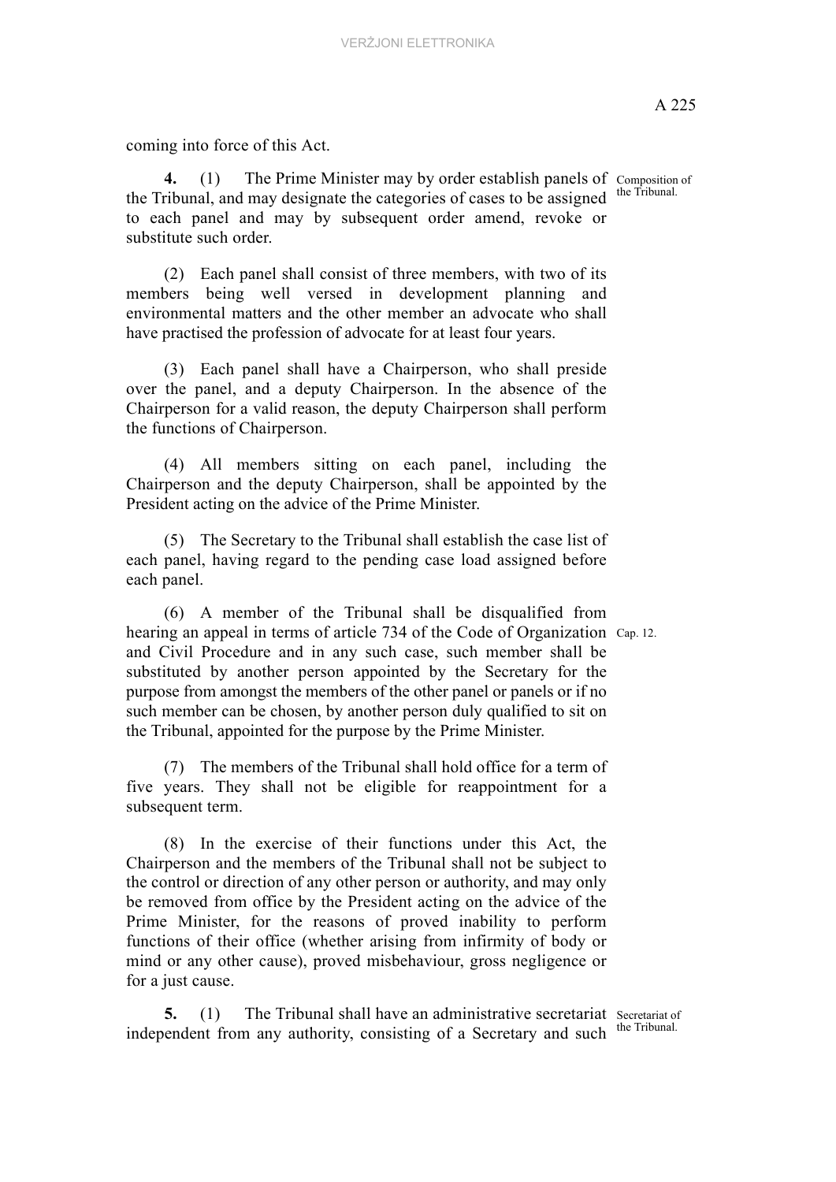coming into force of this Act.

**4.** (1) The Prime Minister may by order establish panels of the Tribunal, and may designate the categories of cases to be assigned to each panel and may by subsequent order amend, revoke or substitute such order.

Composition of the Tribunal.

(2) Each panel shall consist of three members, with two of its members being well versed in development planning and environmental matters and the other member an advocate who shall have practised the profession of advocate for at least four years.

(3) Each panel shall have a Chairperson, who shall preside over the panel, and a deputy Chairperson. In the absence of the Chairperson for a valid reason, the deputy Chairperson shall perform the functions of Chairperson.

(4) All members sitting on each panel, including the Chairperson and the deputy Chairperson, shall be appointed by the President acting on the advice of the Prime Minister.

(5) The Secretary to the Tribunal shall establish the case list of each panel, having regard to the pending case load assigned before each panel.

(6) A member of the Tribunal shall be disqualified from hearing an appeal in terms of article 734 of the Code of Organization and Civil Procedure and in any such case, such member shall be substituted by another person appointed by the Secretary for the purpose from amongst the members of the other panel or panels or if no such member can be chosen, by another person duly qualified to sit on the Tribunal, appointed for the purpose by the Prime Minister.

Cap. 12.

(7) The members of the Tribunal shall hold office for a term of five years. They shall not be eligible for reappointment for a subsequent term.

(8) In the exercise of their functions under this Act, the Chairperson and the members of the Tribunal shall not be subject to the control or direction of any other person or authority, and may only be removed from office by the President acting on the advice of the Prime Minister, for the reasons of proved inability to perform functions of their office (whether arising from infirmity of body or mind or any other cause), proved misbehaviour, gross negligence or for a just cause.

**5.** (1) The Tribunal shall have an administrative secretariat independent from any authority, consisting of a Secretary and such

Secretariat of the Tribunal.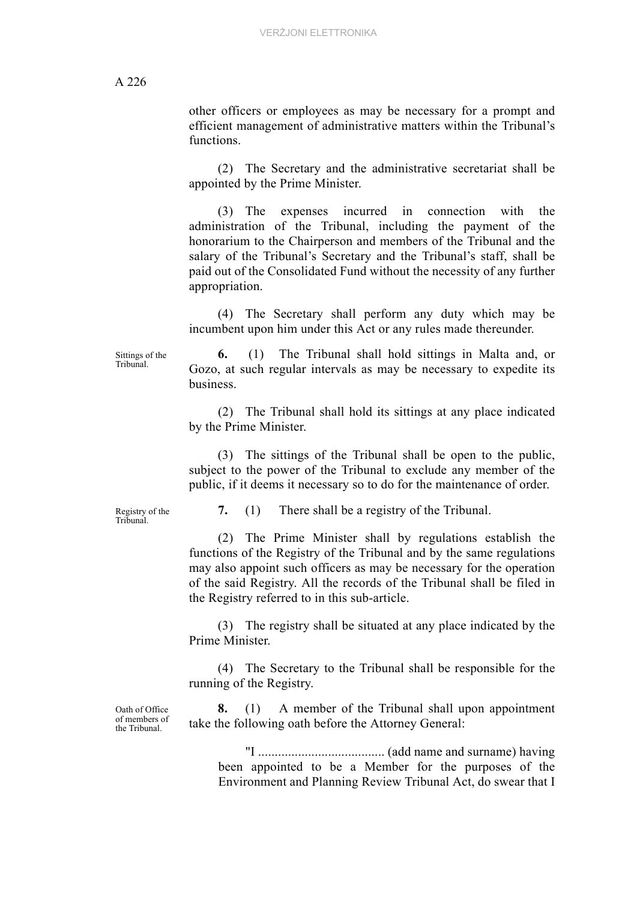other officers or employees as may be necessary for a prompt and efficient management of administrative matters within the Tribunal's functions.

(2) The Secretary and the administrative secretariat shall be appointed by the Prime Minister.

(3) The expenses incurred in connection with the administration of the Tribunal, including the payment of the honorarium to the Chairperson and members of the Tribunal and the salary of the Tribunal's Secretary and the Tribunal's staff, shall be paid out of the Consolidated Fund without the necessity of any further appropriation.

(4) The Secretary shall perform any duty which may be incumbent upon him under this Act or any rules made thereunder.

Sittings of the Tribunal.

**6.** (1) The Tribunal shall hold sittings in Malta and, or Gozo, at such regular intervals as may be necessary to expedite its business.

(2) The Tribunal shall hold its sittings at any place indicated by the Prime Minister.

(3) The sittings of the Tribunal shall be open to the public, subject to the power of the Tribunal to exclude any member of the public, if it deems it necessary so to do for the maintenance of order.

Registry of the Tribunal.

**7.** (1) There shall be a registry of the Tribunal.

(2) The Prime Minister shall by regulations establish the functions of the Registry of the Tribunal and by the same regulations may also appoint such officers as may be necessary for the operation of the said Registry. All the records of the Tribunal shall be filed in the Registry referred to in this sub-article.

(3) The registry shall be situated at any place indicated by the Prime Minister.

(4) The Secretary to the Tribunal shall be responsible for the running of the Registry.

Oath of Office of members of the Tribunal.

**8.** (1) A member of the Tribunal shall upon appointment take the following oath before the Attorney General:

"I ...................................... (add name and surname) having been appointed to be a Member for the purposes of the Environment and Planning Review Tribunal Act, do swear that I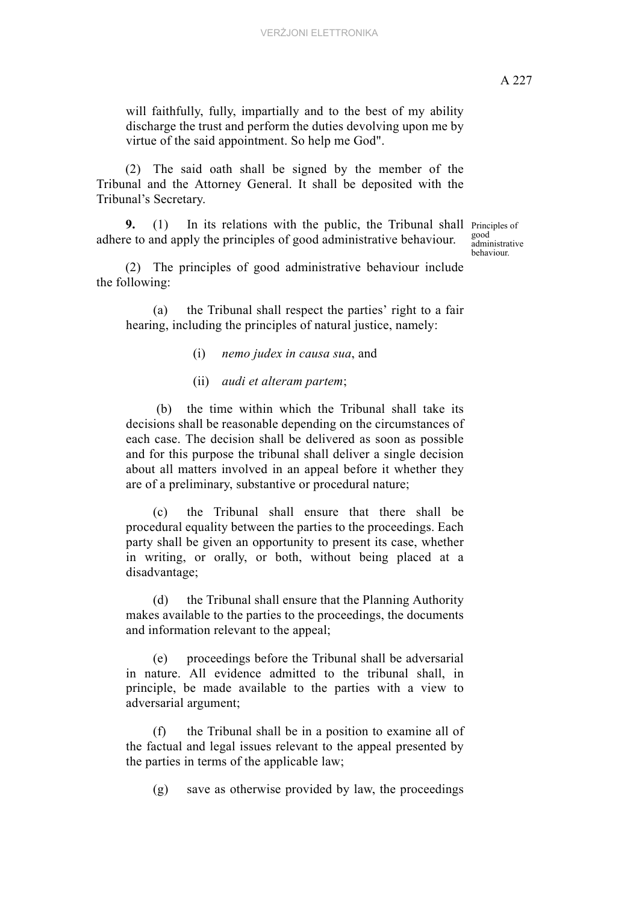will faithfully, fully, impartially and to the best of my ability discharge the trust and perform the duties devolving upon me by virtue of the said appointment. So help me God".

(2) The said oath shall be signed by the member of the Tribunal and the Attorney General. It shall be deposited with the Tribunal's Secretary.

Principles of good administrative behaviour.

**9.** (1) In its relations with the public, the Tribunal shall adhere to and apply the principles of good administrative behaviour.

(2) The principles of good administrative behaviour include the following:

(a) the Tribunal shall respect the parties' right to a fair hearing, including the principles of natural justice, namely:

(i) *nemo judex in causa sua*, and

(ii) *audi et alteram partem*;

(b) the time within which the Tribunal shall take its decisions shall be reasonable depending on the circumstances of each case. The decision shall be delivered as soon as possible and for this purpose the tribunal shall deliver a single decision about all matters involved in an appeal before it whether they are of a preliminary, substantive or procedural nature;

(c) the Tribunal shall ensure that there shall be procedural equality between the parties to the proceedings. Each party shall be given an opportunity to present its case, whether in writing, or orally, or both, without being placed at a disadvantage;

(d) the Tribunal shall ensure that the Planning Authority makes available to the parties to the proceedings, the documents and information relevant to the appeal;

(e) proceedings before the Tribunal shall be adversarial in nature. All evidence admitted to the tribunal shall, in principle, be made available to the parties with a view to adversarial argument;

(f) the Tribunal shall be in a position to examine all of the factual and legal issues relevant to the appeal presented by the parties in terms of the applicable law;

(g) save as otherwise provided by law, the proceedings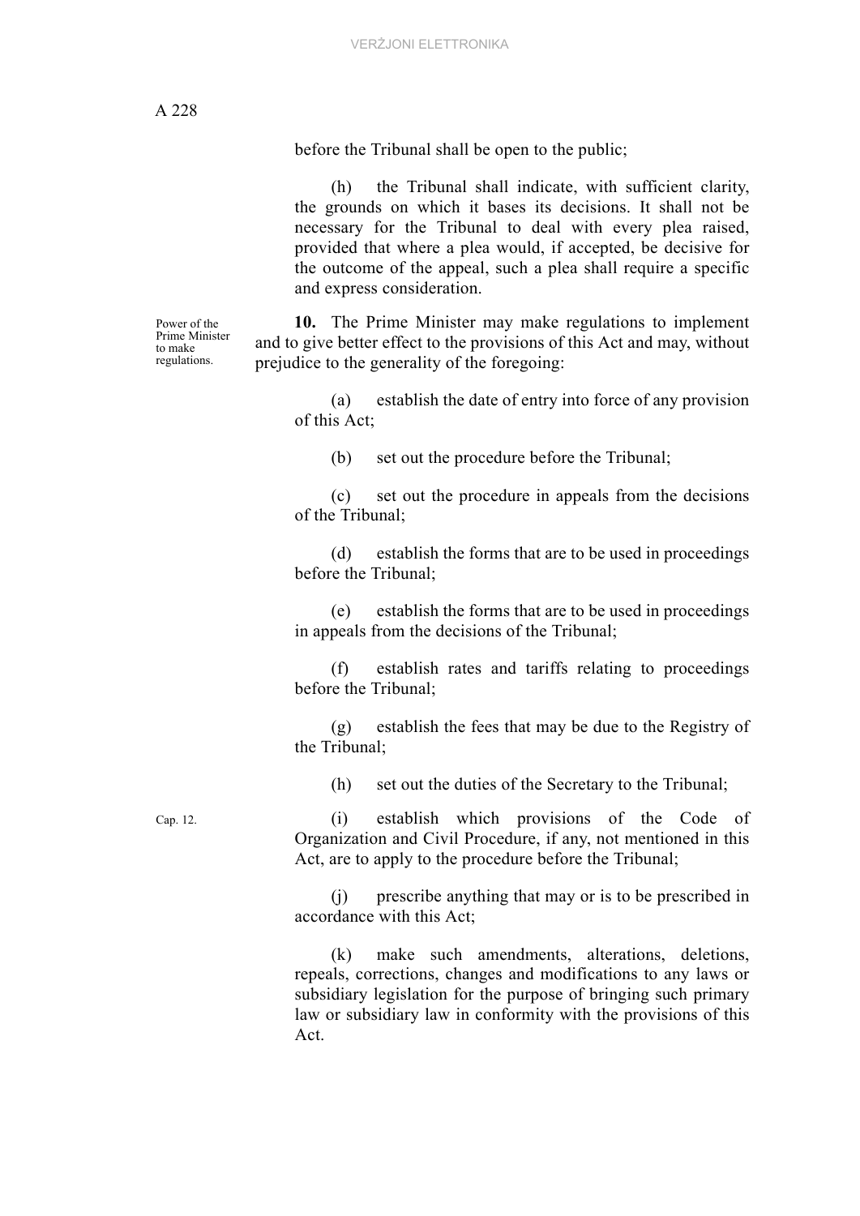before the Tribunal shall be open to the public;

(h) the Tribunal shall indicate, with sufficient clarity, the grounds on which it bases its decisions. It shall not be necessary for the Tribunal to deal with every plea raised, provided that where a plea would, if accepted, be decisive for the outcome of the appeal, such a plea shall require a specific and express consideration.

Power of the Prime Minister to make regulations.

**10.** The Prime Minister may make regulations to implement and to give better effect to the provisions of this Act and may, without prejudice to the generality of the foregoing:

(a) establish the date of entry into force of any provision of this Act;

(b) set out the procedure before the Tribunal;

(c) set out the procedure in appeals from the decisions of the Tribunal;

(d) establish the forms that are to be used in proceedings before the Tribunal;

(e) establish the forms that are to be used in proceedings in appeals from the decisions of the Tribunal;

(f) establish rates and tariffs relating to proceedings before the Tribunal;

(g) establish the fees that may be due to the Registry of the Tribunal;

(h) set out the duties of the Secretary to the Tribunal;

Cap. 12.

(i) establish which provisions of the Code of Organization and Civil Procedure, if any, not mentioned in this Act, are to apply to the procedure before the Tribunal;

(j) prescribe anything that may or is to be prescribed in accordance with this Act;

(k) make such amendments, alterations, deletions, repeals, corrections, changes and modifications to any laws or subsidiary legislation for the purpose of bringing such primary law or subsidiary law in conformity with the provisions of this Act.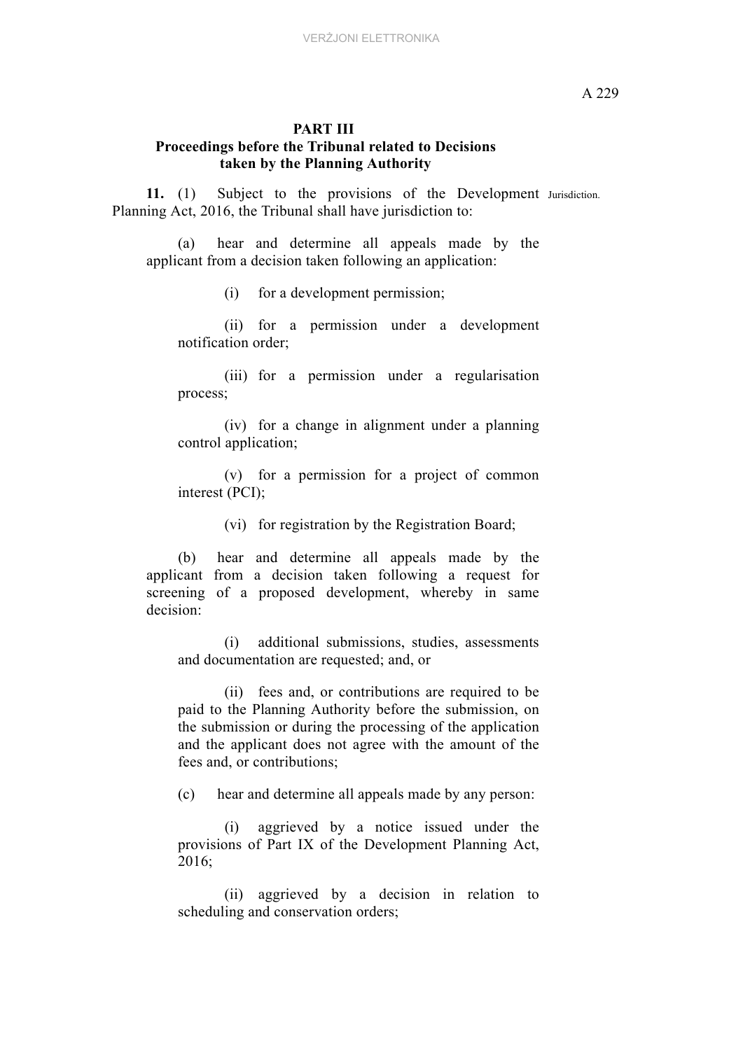## PART III
## Proceedings before the Tribunal related to Decisions taken by the Planning Authority

Jurisdiction.

**11.** (1) Subject to the provisions of the Development Planning Act, 2016, the Tribunal shall have jurisdiction to:

(a) hear and determine all appeals made by the applicant from a decision taken following an application:

(i) for a development permission;

(ii) for a permission under a development notification order;

(iii) for a permission under a regularisation process;

(iv) for a change in alignment under a planning control application;

(v) for a permission for a project of common interest (PCI);

(vi) for registration by the Registration Board;

(b) hear and determine all appeals made by the applicant from a decision taken following a request for screening of a proposed development, whereby in same decision:

(i) additional submissions, studies, assessments and documentation are requested; and, or

(ii) fees and, or contributions are required to be paid to the Planning Authority before the submission, on the submission or during the processing of the application and the applicant does not agree with the amount of the fees and, or contributions;

(c) hear and determine all appeals made by any person:

(i) aggrieved by a notice issued under the provisions of Part IX of the Development Planning Act, 2016;

(ii) aggrieved by a decision in relation to scheduling and conservation orders;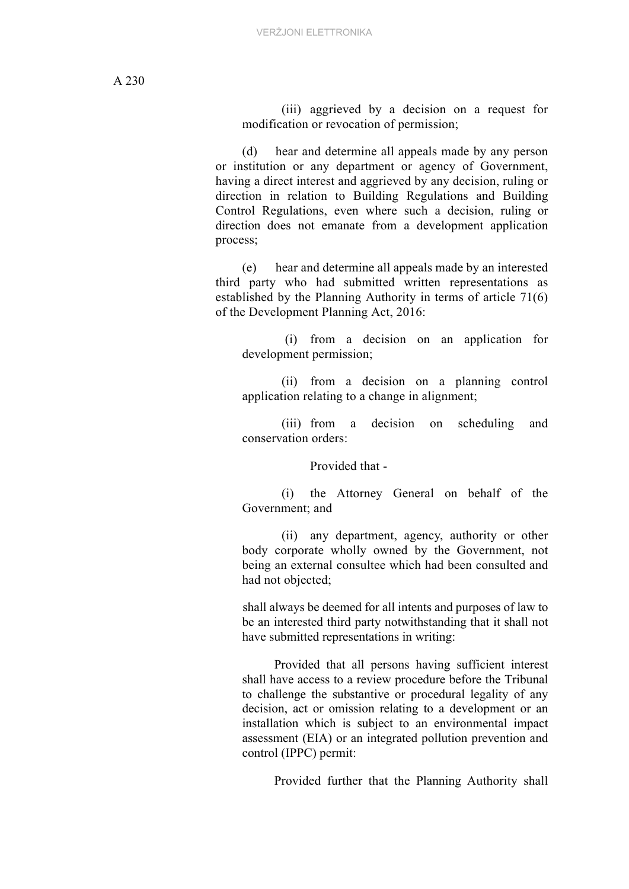(iii) aggrieved by a decision on a request for modification or revocation of permission;

(d) hear and determine all appeals made by any person or institution or any department or agency of Government, having a direct interest and aggrieved by any decision, ruling or direction in relation to Building Regulations and Building Control Regulations, even where such a decision, ruling or direction does not emanate from a development application process;

(e) hear and determine all appeals made by an interested third party who had submitted written representations as established by the Planning Authority in terms of article 71(6) of the Development Planning Act, 2016:

(i) from a decision on an application for development permission;

(ii) from a decision on a planning control application relating to a change in alignment;

(iii) from a decision on scheduling and conservation orders:

Provided that -

(i) the Attorney General on behalf of the Government; and

(ii) any department, agency, authority or other body corporate wholly owned by the Government, not being an external consultee which had been consulted and had not objected;

shall always be deemed for all intents and purposes of law to be an interested third party notwithstanding that it shall not have submitted representations in writing:

Provided that all persons having sufficient interest shall have access to a review procedure before the Tribunal to challenge the substantive or procedural legality of any decision, act or omission relating to a development or an installation which is subject to an environmental impact assessment (EIA) or an integrated pollution prevention and control (IPPC) permit:

Provided further that the Planning Authority shall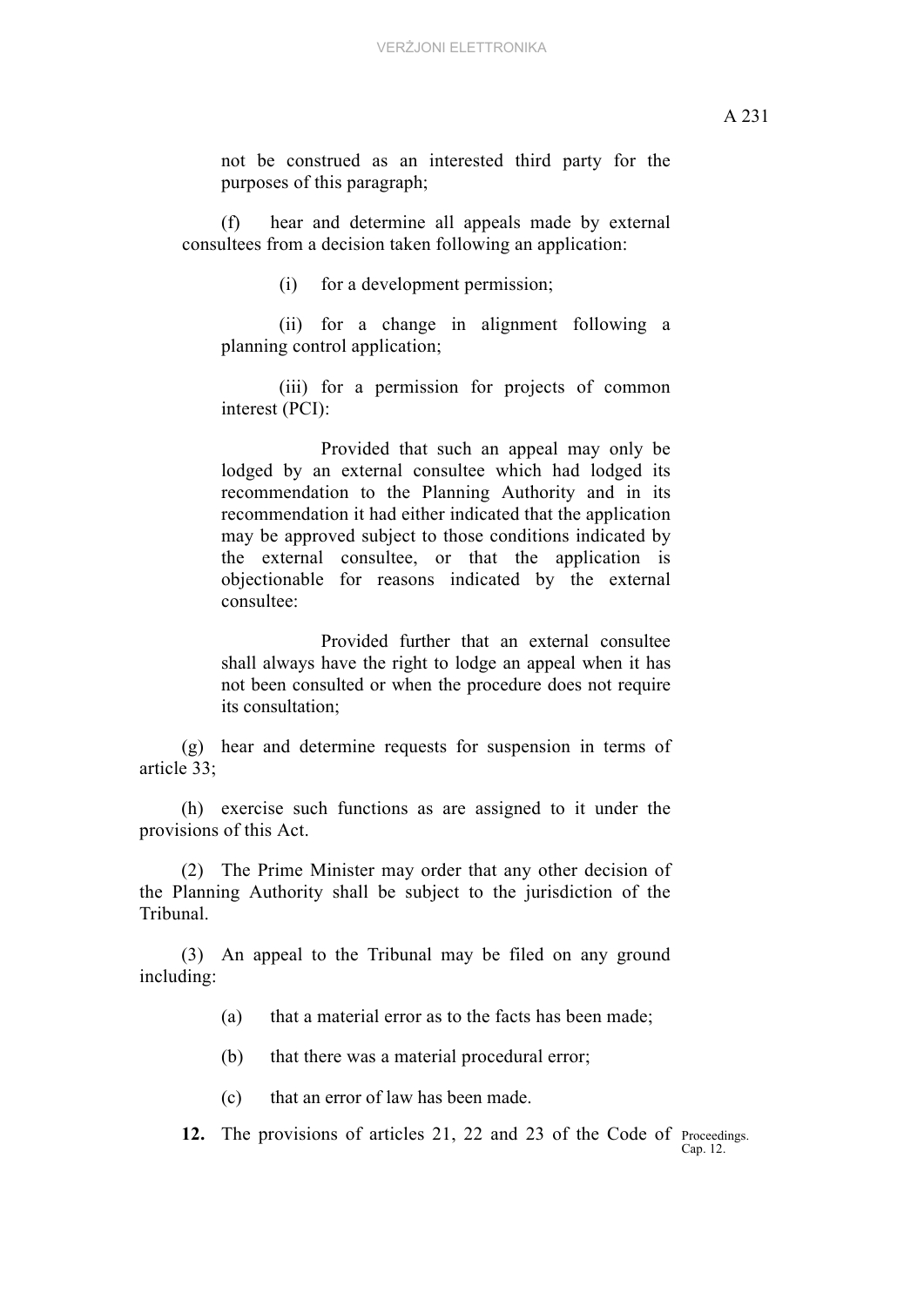not be construed as an interested third party for the purposes of this paragraph;

(f) hear and determine all appeals made by external consultees from a decision taken following an application:

(i) for a development permission;

(ii) for a change in alignment following a planning control application;

(iii) for a permission for projects of common interest (PCI):

Provided that such an appeal may only be lodged by an external consultee which had lodged its recommendation to the Planning Authority and in its recommendation it had either indicated that the application may be approved subject to those conditions indicated by the external consultee, or that the application is objectionable for reasons indicated by the external consultee:

Provided further that an external consultee shall always have the right to lodge an appeal when it has not been consulted or when the procedure does not require its consultation;

(g) hear and determine requests for suspension in terms of article 33;

(h) exercise such functions as are assigned to it under the provisions of this Act.

(2) The Prime Minister may order that any other decision of the Planning Authority shall be subject to the jurisdiction of the Tribunal.

(3) An appeal to the Tribunal may be filed on any ground including:

(a) that a material error as to the facts has been made;

(b) that there was a material procedural error;

(c) that an error of law has been made.

**12.** The provisions of articles 21, 22 and 23 of the Code of

Proceedings.
Cap. 12.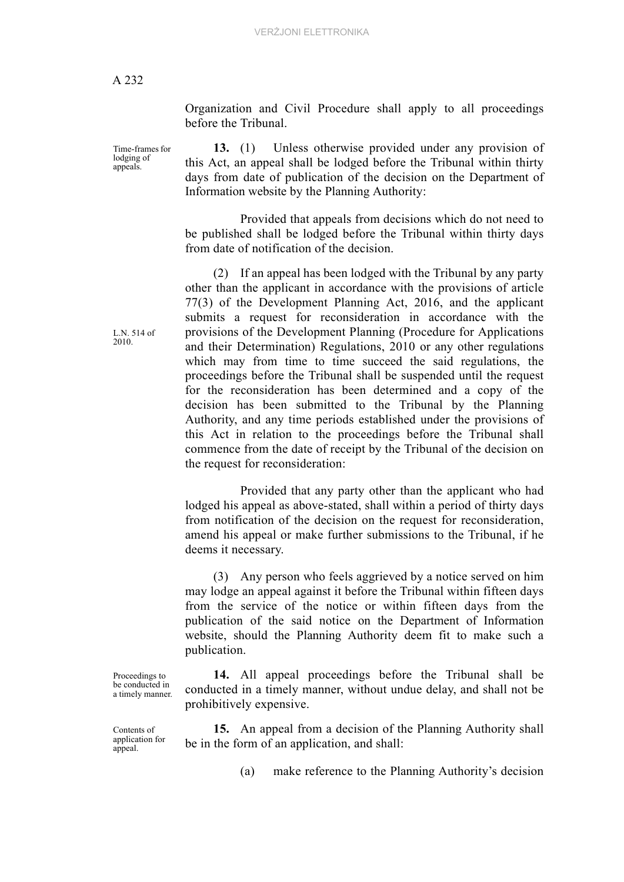Organization and Civil Procedure shall apply to all proceedings before the Tribunal.

*Time-frames for lodging of appeals.*

**13.** (1) Unless otherwise provided under any provision of this Act, an appeal shall be lodged before the Tribunal within thirty days from date of publication of the decision on the Department of Information website by the Planning Authority:

Provided that appeals from decisions which do not need to be published shall be lodged before the Tribunal within thirty days from date of notification of the decision.

(2) If an appeal has been lodged with the Tribunal by any party other than the applicant in accordance with the provisions of article 77(3) of the Development Planning Act, 2016, and the applicant submits a request for reconsideration in accordance with the provisions of the Development Planning (Procedure for Applications and their Determination) Regulations, 2010 or any other regulations which may from time to time succeed the said regulations, the proceedings before the Tribunal shall be suspended until the request for the reconsideration has been determined and a copy of the decision has been submitted to the Tribunal by the Planning Authority, and any time periods established under the provisions of this Act in relation to the proceedings before the Tribunal shall commence from the date of receipt by the Tribunal of the decision on the request for reconsideration:

*L.N. 514 of 2010.*

Provided that any party other than the applicant who had lodged his appeal as above-stated, shall within a period of thirty days from notification of the decision on the request for reconsideration, amend his appeal or make further submissions to the Tribunal, if he deems it necessary.

(3) Any person who feels aggrieved by a notice served on him may lodge an appeal against it before the Tribunal within fifteen days from the service of the notice or within fifteen days from the publication of the said notice on the Department of Information website, should the Planning Authority deem fit to make such a publication.

*Proceedings to be conducted in a timely manner.*

**14.** All appeal proceedings before the Tribunal shall be conducted in a timely manner, without undue delay, and shall not be prohibitively expensive.

*Contents of application for appeal.*

**15.** An appeal from a decision of the Planning Authority shall be in the form of an application, and shall:

(a) make reference to the Planning Authority's decision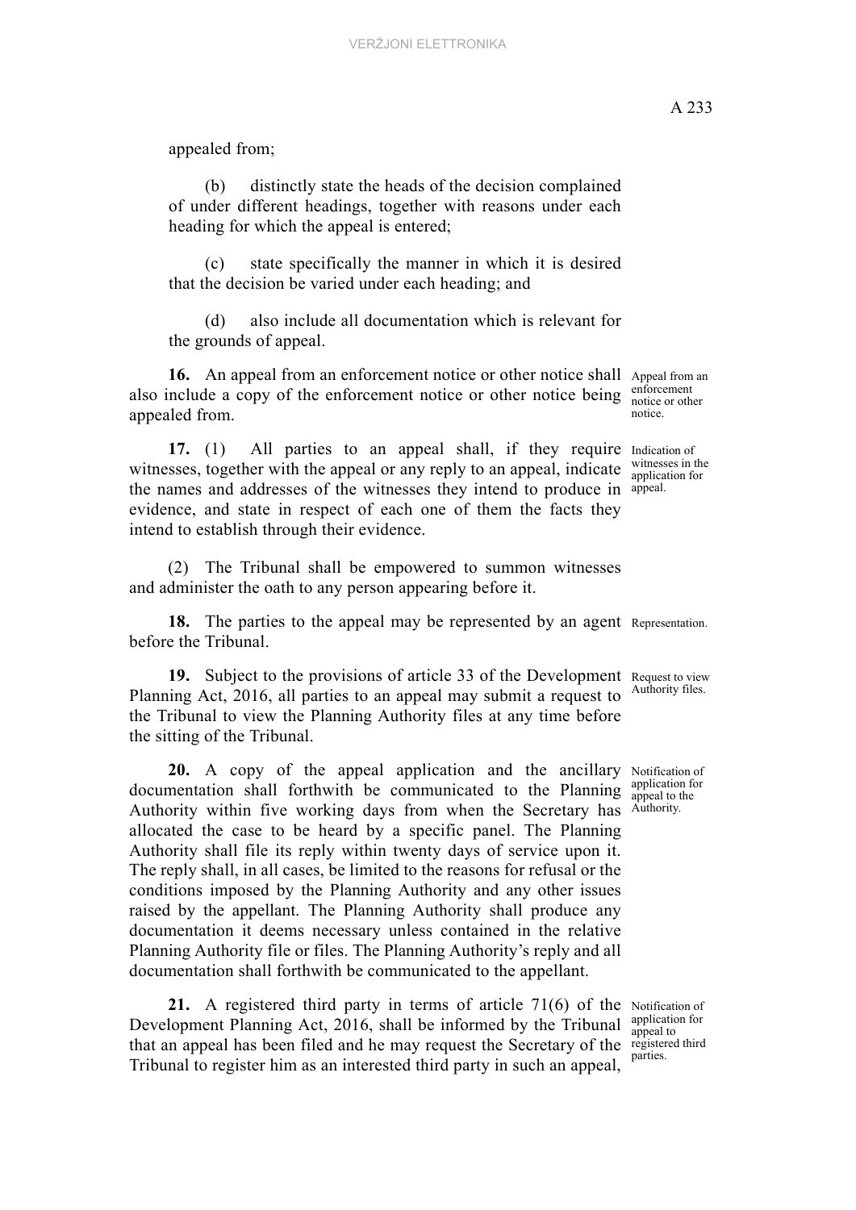appealed from;

(b) distinctly state the heads of the decision complained of under different headings, together with reasons under each heading for which the appeal is entered;

(c) state specifically the manner in which it is desired that the decision be varied under each heading; and

(d) also include all documentation which is relevant for the grounds of appeal.

*Appeal from an enforcement notice or other notice.*

**16.** An appeal from an enforcement notice or other notice shall also include a copy of the enforcement notice or other notice being appealed from.

*Indication of witnesses in the application for appeal.*

**17.** (1) All parties to an appeal shall, if they require witnesses, together with the appeal or any reply to an appeal, indicate the names and addresses of the witnesses they intend to produce in evidence, and state in respect of each one of them the facts they intend to establish through their evidence.

(2) The Tribunal shall be empowered to summon witnesses and administer the oath to any person appearing before it.

*Representation.*

**18.** The parties to the appeal may be represented by an agent before the Tribunal.

*Request to view Authority files.*

**19.** Subject to the provisions of article 33 of the Development Planning Act, 2016, all parties to an appeal may submit a request to the Tribunal to view the Planning Authority files at any time before the sitting of the Tribunal.

*Notification of application for appeal to the Authority.*

**20.** A copy of the appeal application and the ancillary documentation shall forthwith be communicated to the Planning Authority within five working days from when the Secretary has allocated the case to be heard by a specific panel. The Planning Authority shall file its reply within twenty days of service upon it. The reply shall, in all cases, be limited to the reasons for refusal or the conditions imposed by the Planning Authority and any other issues raised by the appellant. The Planning Authority shall produce any documentation it deems necessary unless contained in the relative Planning Authority file or files. The Planning Authority's reply and all documentation shall forthwith be communicated to the appellant.

*Notification of application for appeal to registered third parties.*

**21.** A registered third party in terms of article 71(6) of the Development Planning Act, 2016, shall be informed by the Tribunal that an appeal has been filed and he may request the Secretary of the Tribunal to register him as an interested third party in such an appeal,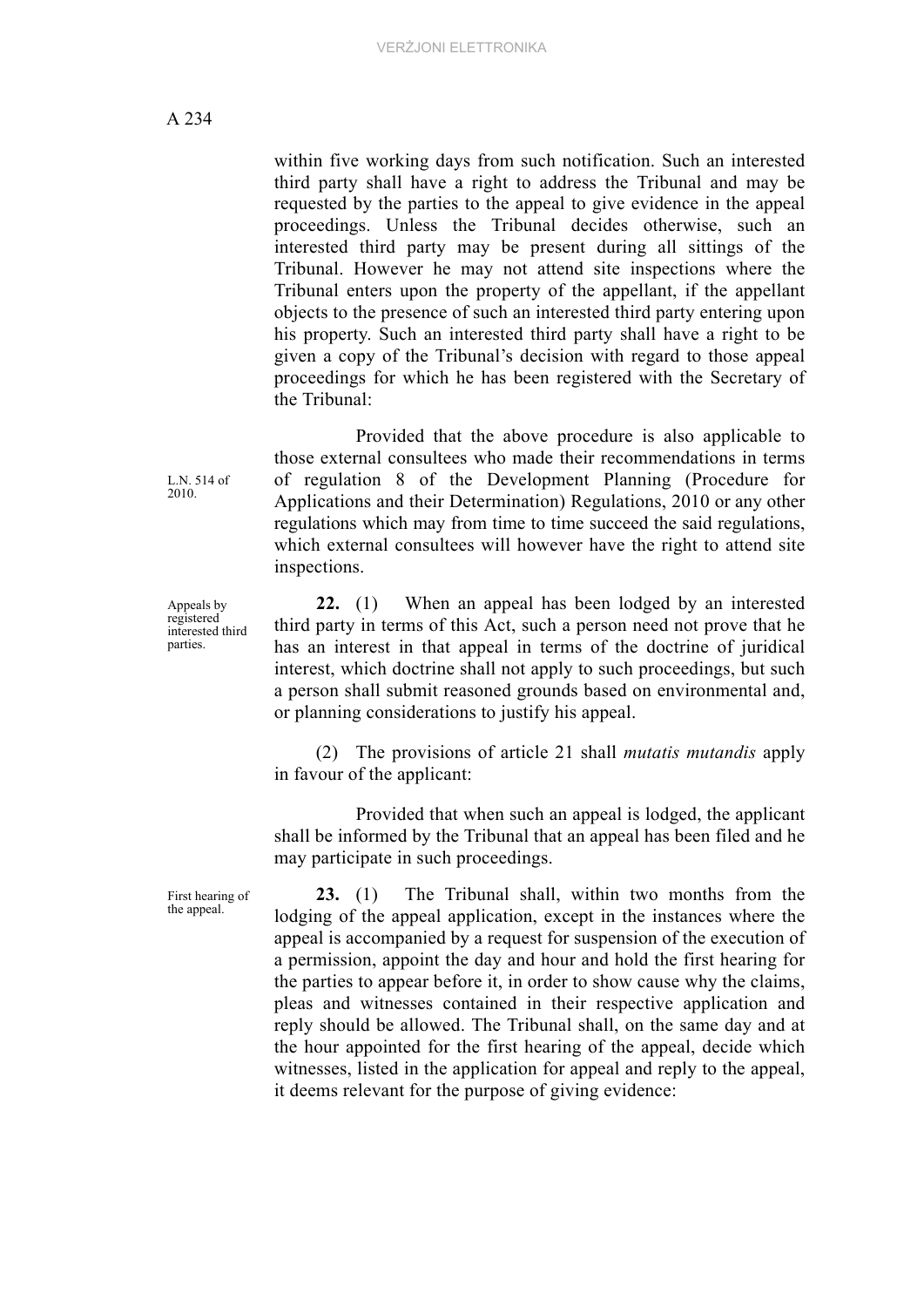within five working days from such notification. Such an interested third party shall have a right to address the Tribunal and may be requested by the parties to the appeal to give evidence in the appeal proceedings. Unless the Tribunal decides otherwise, such an interested third party may be present during all sittings of the Tribunal. However he may not attend site inspections where the Tribunal enters upon the property of the appellant, if the appellant objects to the presence of such an interested third party entering upon his property. Such an interested third party shall have a right to be given a copy of the Tribunal's decision with regard to those appeal proceedings for which he has been registered with the Secretary of the Tribunal:

L.N. 514 of 2010.

Provided that the above procedure is also applicable to those external consultees who made their recommendations in terms of regulation 8 of the Development Planning (Procedure for Applications and their Determination) Regulations, 2010 or any other regulations which may from time to time succeed the said regulations, which external consultees will however have the right to attend site inspections.

Appeals by registered interested third parties.

**22.** (1) When an appeal has been lodged by an interested third party in terms of this Act, such a person need not prove that he has an interest in that appeal in terms of the doctrine of juridical interest, which doctrine shall not apply to such proceedings, but such a person shall submit reasoned grounds based on environmental and, or planning considerations to justify his appeal.

(2) The provisions of article 21 shall *mutatis mutandis* apply in favour of the applicant:

Provided that when such an appeal is lodged, the applicant shall be informed by the Tribunal that an appeal has been filed and he may participate in such proceedings.

First hearing of the appeal.

**23.** (1) The Tribunal shall, within two months from the lodging of the appeal application, except in the instances where the appeal is accompanied by a request for suspension of the execution of a permission, appoint the day and hour and hold the first hearing for the parties to appear before it, in order to show cause why the claims, pleas and witnesses contained in their respective application and reply should be allowed. The Tribunal shall, on the same day and at the hour appointed for the first hearing of the appeal, decide which witnesses, listed in the application for appeal and reply to the appeal, it deems relevant for the purpose of giving evidence: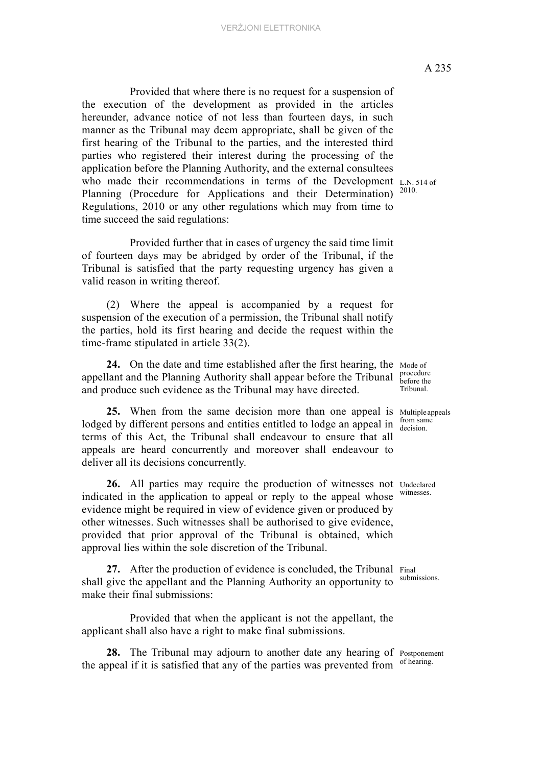Provided that where there is no request for a suspension of the execution of the development as provided in the articles hereunder, advance notice of not less than fourteen days, in such manner as the Tribunal may deem appropriate, shall be given of the first hearing of the Tribunal to the parties, and the interested third parties who registered their interest during the processing of the application before the Planning Authority, and the external consultees who made their recommendations in terms of the Development Planning (Procedure for Applications and their Determination) Regulations, 2010 or any other regulations which may from time to time succeed the said regulations:

L.N. 514 of 2010.

Provided further that in cases of urgency the said time limit of fourteen days may be abridged by order of the Tribunal, if the Tribunal is satisfied that the party requesting urgency has given a valid reason in writing thereof.

(2) Where the appeal is accompanied by a request for suspension of the execution of a permission, the Tribunal shall notify the parties, hold its first hearing and decide the request within the time-frame stipulated in article 33(2).

Mode of procedure before the Tribunal.

**24.** On the date and time established after the first hearing, the appellant and the Planning Authority shall appear before the Tribunal and produce such evidence as the Tribunal may have directed.

Multiple appeals from same decision.

**25.** When from the same decision more than one appeal is lodged by different persons and entities entitled to lodge an appeal in terms of this Act, the Tribunal shall endeavour to ensure that all appeals are heard concurrently and moreover shall endeavour to deliver all its decisions concurrently.

Undeclared witnesses.

**26.** All parties may require the production of witnesses not indicated in the application to appeal or reply to the appeal whose evidence might be required in view of evidence given or produced by other witnesses. Such witnesses shall be authorised to give evidence, provided that prior approval of the Tribunal is obtained, which approval lies within the sole discretion of the Tribunal.

Final submissions.

**27.** After the production of evidence is concluded, the Tribunal shall give the appellant and the Planning Authority an opportunity to make their final submissions:

Provided that when the applicant is not the appellant, the applicant shall also have a right to make final submissions.

Postponement of hearing.

**28.** The Tribunal may adjourn to another date any hearing of the appeal if it is satisfied that any of the parties was prevented from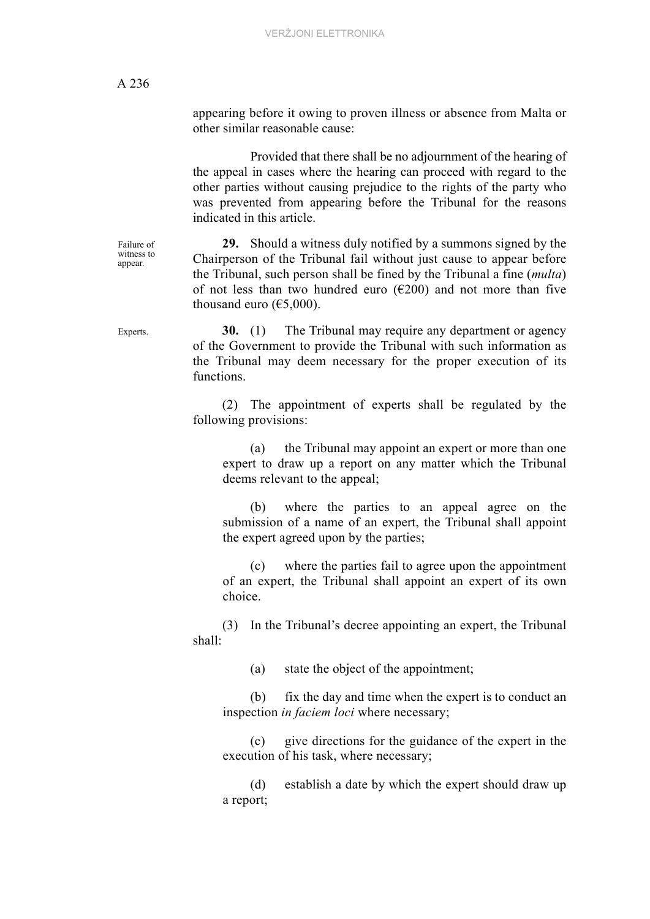appearing before it owing to proven illness or absence from Malta or other similar reasonable cause:

Provided that there shall be no adjournment of the hearing of the appeal in cases where the hearing can proceed with regard to the other parties without causing prejudice to the rights of the party who was prevented from appearing before the Tribunal for the reasons indicated in this article.

Failure of witness to appear.

**29.** Should a witness duly notified by a summons signed by the Chairperson of the Tribunal fail without just cause to appear before the Tribunal, such person shall be fined by the Tribunal a fine (*multa*) of not less than two hundred euro (€200) and not more than five thousand euro (€5,000).

Experts.

**30.** (1) The Tribunal may require any department or agency of the Government to provide the Tribunal with such information as the Tribunal may deem necessary for the proper execution of its functions.

(2) The appointment of experts shall be regulated by the following provisions:

(a) the Tribunal may appoint an expert or more than one expert to draw up a report on any matter which the Tribunal deems relevant to the appeal;

(b) where the parties to an appeal agree on the submission of a name of an expert, the Tribunal shall appoint the expert agreed upon by the parties;

(c) where the parties fail to agree upon the appointment of an expert, the Tribunal shall appoint an expert of its own choice.

(3) In the Tribunal's decree appointing an expert, the Tribunal shall:

(a) state the object of the appointment;

(b) fix the day and time when the expert is to conduct an inspection *in faciem loci* where necessary;

(c) give directions for the guidance of the expert in the execution of his task, where necessary;

(d) establish a date by which the expert should draw up a report;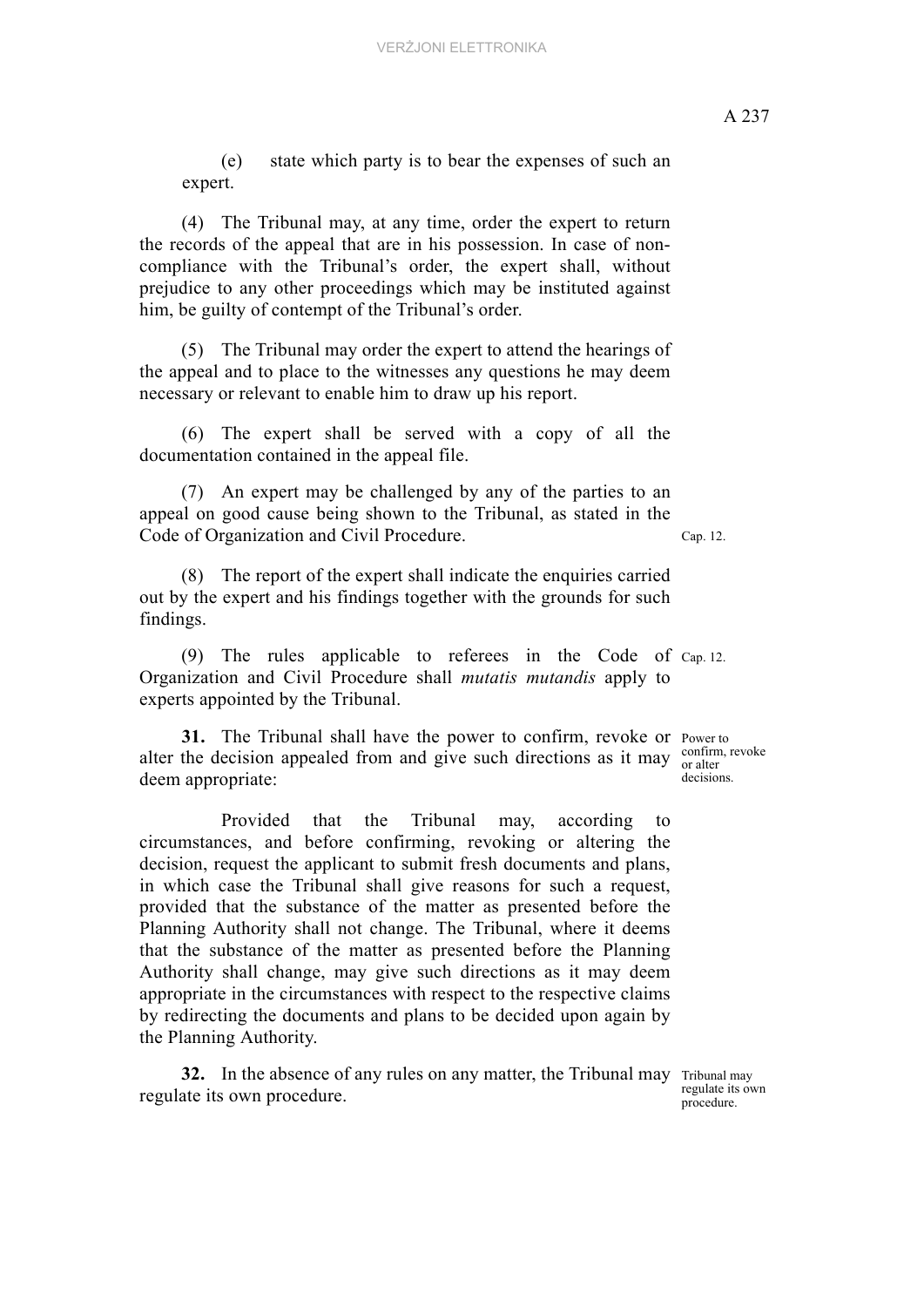(e) state which party is to bear the expenses of such an expert.

(4) The Tribunal may, at any time, order the expert to return the records of the appeal that are in his possession. In case of non-compliance with the Tribunal's order, the expert shall, without prejudice to any other proceedings which may be instituted against him, be guilty of contempt of the Tribunal's order.

(5) The Tribunal may order the expert to attend the hearings of the appeal and to place to the witnesses any questions he may deem necessary or relevant to enable him to draw up his report.

(6) The expert shall be served with a copy of all the documentation contained in the appeal file.

(7) An expert may be challenged by any of the parties to an appeal on good cause being shown to the Tribunal, as stated in the Code of Organization and Civil Procedure. Cap. 12.

(8) The report of the expert shall indicate the enquiries carried out by the expert and his findings together with the grounds for such findings.

(9) The rules applicable to referees in the Code of Organization and Civil Procedure shall *mutatis mutandis* apply to experts appointed by the Tribunal. Cap. 12.

Power to confirm, revoke or alter decisions.

**31.** The Tribunal shall have the power to confirm, revoke or alter the decision appealed from and give such directions as it may deem appropriate:

Provided that the Tribunal may, according to circumstances, and before confirming, revoking or altering the decision, request the applicant to submit fresh documents and plans, in which case the Tribunal shall give reasons for such a request, provided that the substance of the matter as presented before the Planning Authority shall not change. The Tribunal, where it deems that the substance of the matter as presented before the Planning Authority shall change, may give such directions as it may deem appropriate in the circumstances with respect to the respective claims by redirecting the documents and plans to be decided upon again by the Planning Authority.

Tribunal may regulate its own procedure.

**32.** In the absence of any rules on any matter, the Tribunal may regulate its own procedure.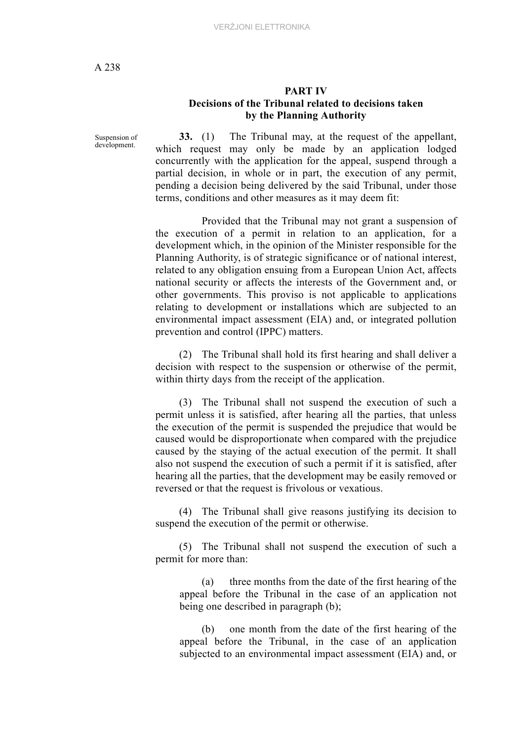## PART IV
## Decisions of the Tribunal related to decisions taken by the Planning Authority

Suspension of development.

**33.** (1) The Tribunal may, at the request of the appellant, which request may only be made by an application lodged concurrently with the application for the appeal, suspend through a partial decision, in whole or in part, the execution of any permit, pending a decision being delivered by the said Tribunal, under those terms, conditions and other measures as it may deem fit:

Provided that the Tribunal may not grant a suspension of the execution of a permit in relation to an application, for a development which, in the opinion of the Minister responsible for the Planning Authority, is of strategic significance or of national interest, related to any obligation ensuing from a European Union Act, affects national security or affects the interests of the Government and, or other governments. This proviso is not applicable to applications relating to development or installations which are subjected to an environmental impact assessment (EIA) and, or integrated pollution prevention and control (IPPC) matters.

(2) The Tribunal shall hold its first hearing and shall deliver a decision with respect to the suspension or otherwise of the permit, within thirty days from the receipt of the application.

(3) The Tribunal shall not suspend the execution of such a permit unless it is satisfied, after hearing all the parties, that unless the execution of the permit is suspended the prejudice that would be caused would be disproportionate when compared with the prejudice caused by the staying of the actual execution of the permit. It shall also not suspend the execution of such a permit if it is satisfied, after hearing all the parties, that the development may be easily removed or reversed or that the request is frivolous or vexatious.

(4) The Tribunal shall give reasons justifying its decision to suspend the execution of the permit or otherwise.

(5) The Tribunal shall not suspend the execution of such a permit for more than:

(a) three months from the date of the first hearing of the appeal before the Tribunal in the case of an application not being one described in paragraph (b);

(b) one month from the date of the first hearing of the appeal before the Tribunal, in the case of an application subjected to an environmental impact assessment (EIA) and, or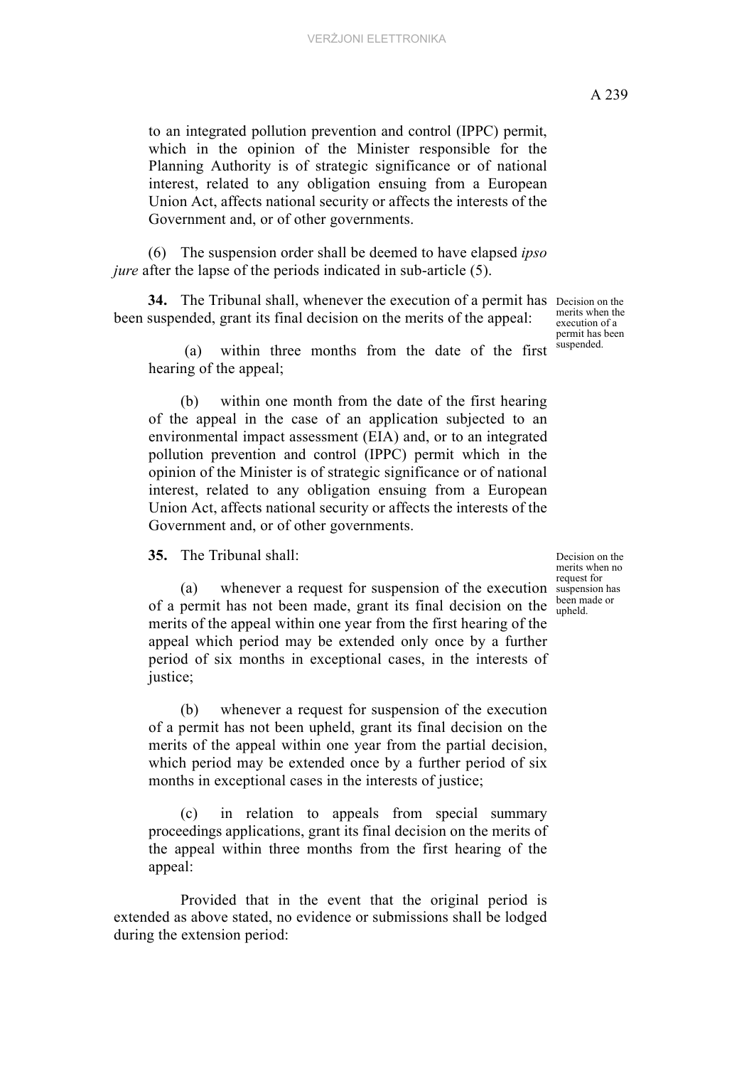to an integrated pollution prevention and control (IPPC) permit, which in the opinion of the Minister responsible for the Planning Authority is of strategic significance or of national interest, related to any obligation ensuing from a European Union Act, affects national security or affects the interests of the Government and, or of other governments.

(6) The suspension order shall be deemed to have elapsed *ipso jure* after the lapse of the periods indicated in sub-article (5).

Decision on the merits when the execution of a permit has been suspended.

**34.** The Tribunal shall, whenever the execution of a permit has been suspended, grant its final decision on the merits of the appeal:

(a) within three months from the date of the first hearing of the appeal;

(b) within one month from the date of the first hearing of the appeal in the case of an application subjected to an environmental impact assessment (EIA) and, or to an integrated pollution prevention and control (IPPC) permit which in the opinion of the Minister is of strategic significance or of national interest, related to any obligation ensuing from a European Union Act, affects national security or affects the interests of the Government and, or of other governments.

Decision on the merits when no request for suspension has been made or upheld.

**35.** The Tribunal shall:

(a) whenever a request for suspension of the execution of a permit has not been made, grant its final decision on the merits of the appeal within one year from the first hearing of the appeal which period may be extended only once by a further period of six months in exceptional cases, in the interests of justice;

(b) whenever a request for suspension of the execution of a permit has not been upheld, grant its final decision on the merits of the appeal within one year from the partial decision, which period may be extended once by a further period of six months in exceptional cases in the interests of justice;

(c) in relation to appeals from special summary proceedings applications, grant its final decision on the merits of the appeal within three months from the first hearing of the appeal:

Provided that in the event that the original period is extended as above stated, no evidence or submissions shall be lodged during the extension period: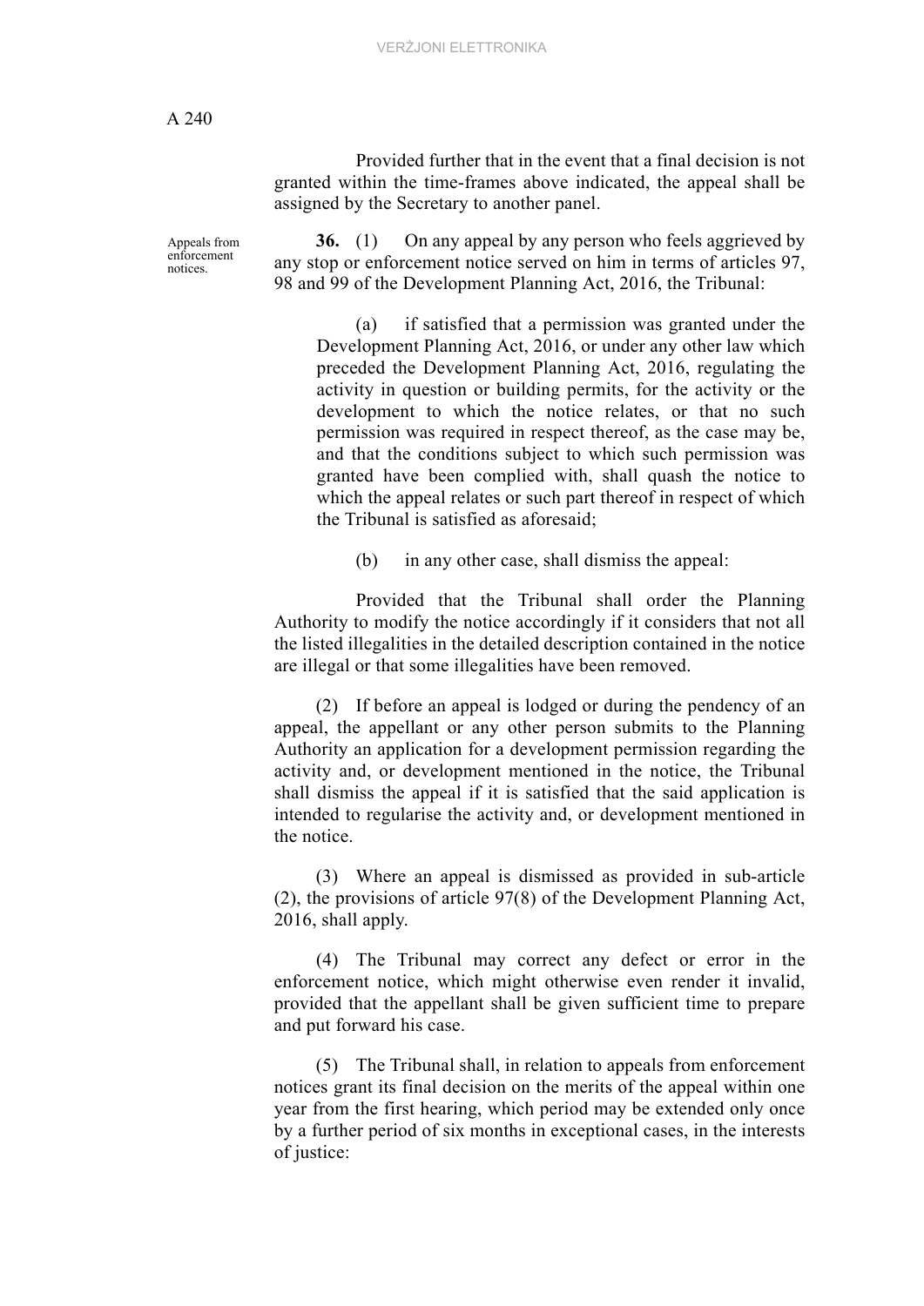Provided further that in the event that a final decision is not granted within the time-frames above indicated, the appeal shall be assigned by the Secretary to another panel.

Appeals from enforcement notices.

**36.** (1) On any appeal by any person who feels aggrieved by any stop or enforcement notice served on him in terms of articles 97, 98 and 99 of the Development Planning Act, 2016, the Tribunal:

(a) if satisfied that a permission was granted under the Development Planning Act, 2016, or under any other law which preceded the Development Planning Act, 2016, regulating the activity in question or building permits, for the activity or the development to which the notice relates, or that no such permission was required in respect thereof, as the case may be, and that the conditions subject to which such permission was granted have been complied with, shall quash the notice to which the appeal relates or such part thereof in respect of which the Tribunal is satisfied as aforesaid;

(b) in any other case, shall dismiss the appeal:

Provided that the Tribunal shall order the Planning Authority to modify the notice accordingly if it considers that not all the listed illegalities in the detailed description contained in the notice are illegal or that some illegalities have been removed.

(2) If before an appeal is lodged or during the pendency of an appeal, the appellant or any other person submits to the Planning Authority an application for a development permission regarding the activity and, or development mentioned in the notice, the Tribunal shall dismiss the appeal if it is satisfied that the said application is intended to regularise the activity and, or development mentioned in the notice.

(3) Where an appeal is dismissed as provided in sub-article (2), the provisions of article 97(8) of the Development Planning Act, 2016, shall apply.

(4) The Tribunal may correct any defect or error in the enforcement notice, which might otherwise even render it invalid, provided that the appellant shall be given sufficient time to prepare and put forward his case.

(5) The Tribunal shall, in relation to appeals from enforcement notices grant its final decision on the merits of the appeal within one year from the first hearing, which period may be extended only once by a further period of six months in exceptional cases, in the interests of justice: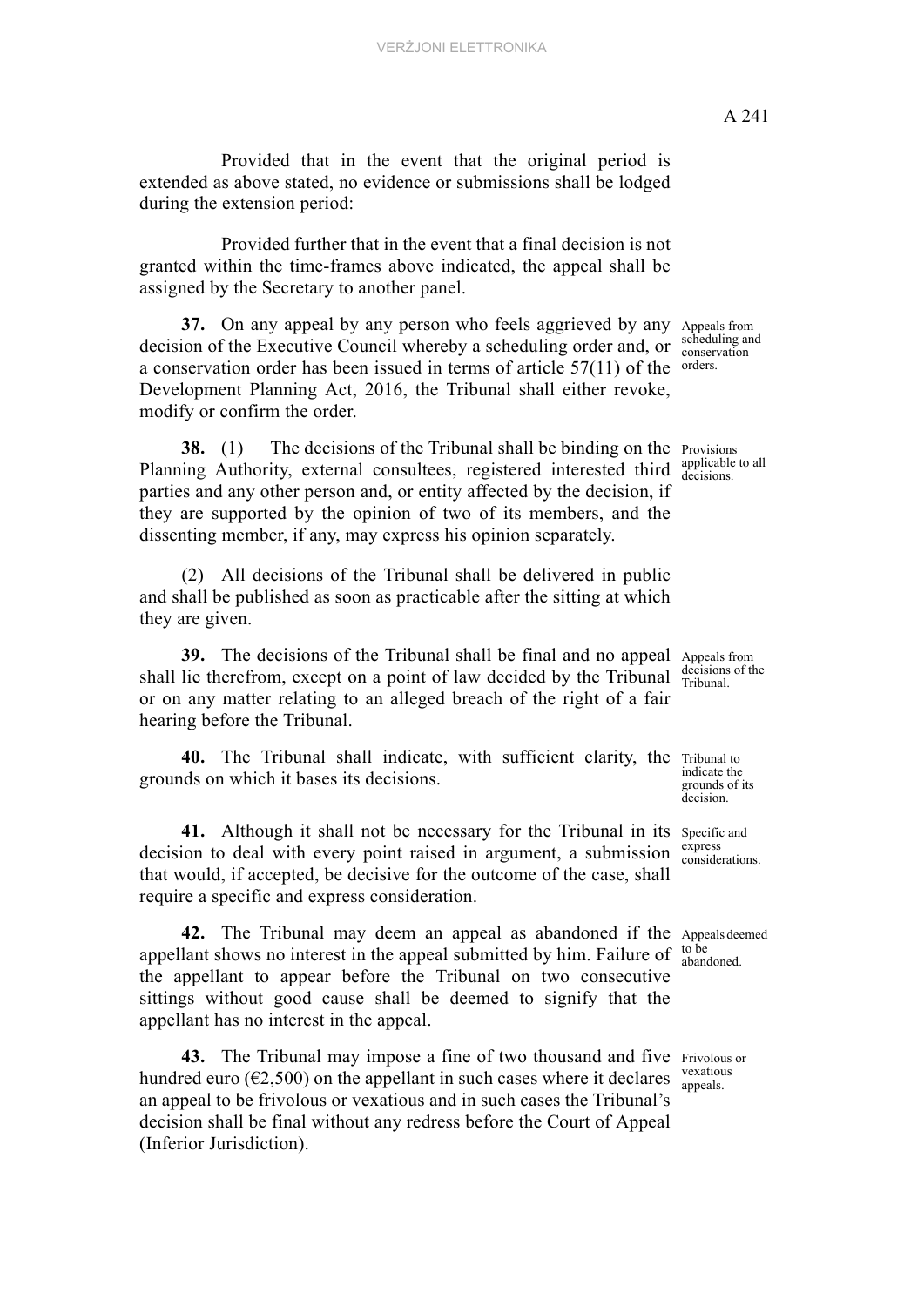Provided that in the event that the original period is extended as above stated, no evidence or submissions shall be lodged during the extension period:

Provided further that in the event that a final decision is not granted within the time-frames above indicated, the appeal shall be assigned by the Secretary to another panel.

*Appeals from scheduling and conservation orders.*

**37.** On any appeal by any person who feels aggrieved by any decision of the Executive Council whereby a scheduling order and, or a conservation order has been issued in terms of article 57(11) of the Development Planning Act, 2016, the Tribunal shall either revoke, modify or confirm the order.

*Provisions applicable to all decisions.*

**38.** (1) The decisions of the Tribunal shall be binding on the Planning Authority, external consultees, registered interested third parties and any other person and, or entity affected by the decision, if they are supported by the opinion of two of its members, and the dissenting member, if any, may express his opinion separately.

(2) All decisions of the Tribunal shall be delivered in public and shall be published as soon as practicable after the sitting at which they are given.

*Appeals from decisions of the Tribunal.*

**39.** The decisions of the Tribunal shall be final and no appeal shall lie therefrom, except on a point of law decided by the Tribunal or on any matter relating to an alleged breach of the right of a fair hearing before the Tribunal.

*Tribunal to indicate the grounds of its decision.*

**40.** The Tribunal shall indicate, with sufficient clarity, the grounds on which it bases its decisions.

*Specific and express considerations.*

**41.** Although it shall not be necessary for the Tribunal in its decision to deal with every point raised in argument, a submission that would, if accepted, be decisive for the outcome of the case, shall require a specific and express consideration.

*Appeals deemed to be abandoned.*

**42.** The Tribunal may deem an appeal as abandoned if the appellant shows no interest in the appeal submitted by him. Failure of the appellant to appear before the Tribunal on two consecutive sittings without good cause shall be deemed to signify that the appellant has no interest in the appeal.

*Frivolous or vexatious appeals.*

**43.** The Tribunal may impose a fine of two thousand and five hundred euro (€2,500) on the appellant in such cases where it declares an appeal to be frivolous or vexatious and in such cases the Tribunal's decision shall be final without any redress before the Court of Appeal (Inferior Jurisdiction).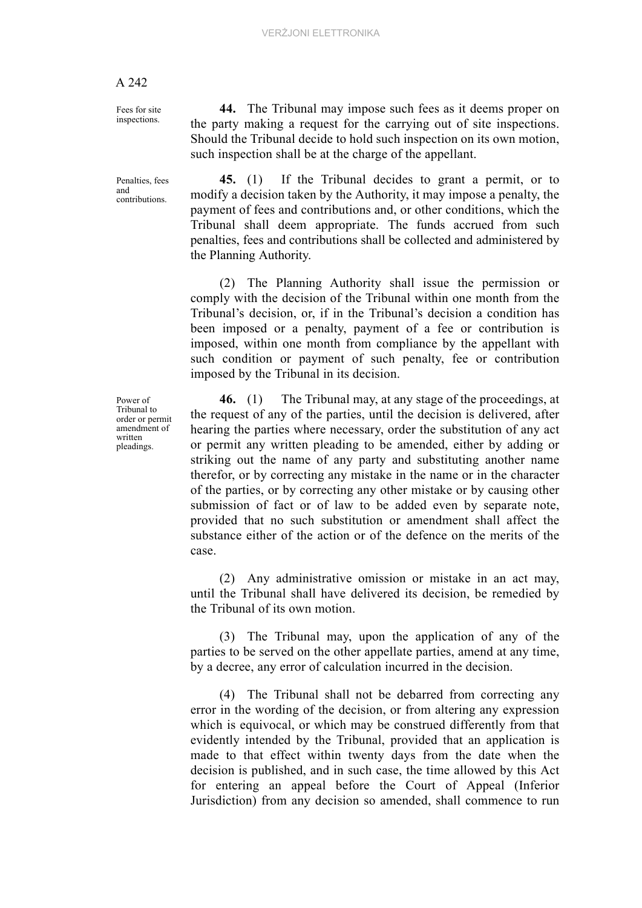Fees for site inspections.

**44.** The Tribunal may impose such fees as it deems proper on the party making a request for the carrying out of site inspections. Should the Tribunal decide to hold such inspection on its own motion, such inspection shall be at the charge of the appellant.

Penalties, fees and contributions.

**45.** (1) If the Tribunal decides to grant a permit, or to modify a decision taken by the Authority, it may impose a penalty, the payment of fees and contributions and, or other conditions, which the Tribunal shall deem appropriate. The funds accrued from such penalties, fees and contributions shall be collected and administered by the Planning Authority.

(2) The Planning Authority shall issue the permission or comply with the decision of the Tribunal within one month from the Tribunal's decision, or, if in the Tribunal's decision a condition has been imposed or a penalty, payment of a fee or contribution is imposed, within one month from compliance by the appellant with such condition or payment of such penalty, fee or contribution imposed by the Tribunal in its decision.

Power of Tribunal to order or permit amendment of written pleadings.

**46.** (1) The Tribunal may, at any stage of the proceedings, at the request of any of the parties, until the decision is delivered, after hearing the parties where necessary, order the substitution of any act or permit any written pleading to be amended, either by adding or striking out the name of any party and substituting another name therefor, or by correcting any mistake in the name or in the character of the parties, or by correcting any other mistake or by causing other submission of fact or of law to be added even by separate note, provided that no such substitution or amendment shall affect the substance either of the action or of the defence on the merits of the case.

(2) Any administrative omission or mistake in an act may, until the Tribunal shall have delivered its decision, be remedied by the Tribunal of its own motion.

(3) The Tribunal may, upon the application of any of the parties to be served on the other appellate parties, amend at any time, by a decree, any error of calculation incurred in the decision.

(4) The Tribunal shall not be debarred from correcting any error in the wording of the decision, or from altering any expression which is equivocal, or which may be construed differently from that evidently intended by the Tribunal, provided that an application is made to that effect within twenty days from the date when the decision is published, and in such case, the time allowed by this Act for entering an appeal before the Court of Appeal (Inferior Jurisdiction) from any decision so amended, shall commence to run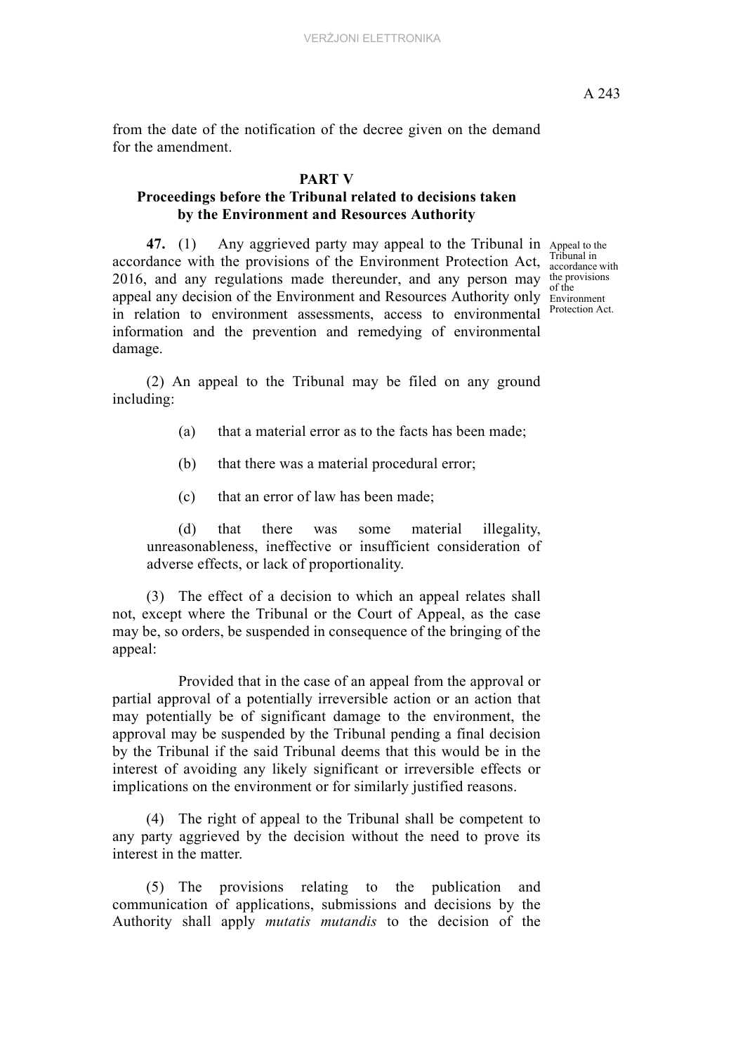from the date of the notification of the decree given on the demand for the amendment.

## PART V

### Proceedings before the Tribunal related to decisions taken by the Environment and Resources Authority

Appeal to the Tribunal in accordance with the provisions of the Environment Protection Act.

**47.** (1) Any aggrieved party may appeal to the Tribunal in accordance with the provisions of the Environment Protection Act, 2016, and any regulations made thereunder, and any person may appeal any decision of the Environment and Resources Authority only in relation to environment assessments, access to environmental information and the prevention and remedying of environmental damage.

(2) An appeal to the Tribunal may be filed on any ground including:

(a) that a material error as to the facts has been made;

(b) that there was a material procedural error;

(c) that an error of law has been made;

(d) that there was some material illegality, unreasonableness, ineffective or insufficient consideration of adverse effects, or lack of proportionality.

(3) The effect of a decision to which an appeal relates shall not, except where the Tribunal or the Court of Appeal, as the case may be, so orders, be suspended in consequence of the bringing of the appeal:

Provided that in the case of an appeal from the approval or partial approval of a potentially irreversible action or an action that may potentially be of significant damage to the environment, the approval may be suspended by the Tribunal pending a final decision by the Tribunal if the said Tribunal deems that this would be in the interest of avoiding any likely significant or irreversible effects or implications on the environment or for similarly justified reasons.

(4) The right of appeal to the Tribunal shall be competent to any party aggrieved by the decision without the need to prove its interest in the matter.

(5) The provisions relating to the publication and communication of applications, submissions and decisions by the Authority shall apply *mutatis mutandis* to the decision of the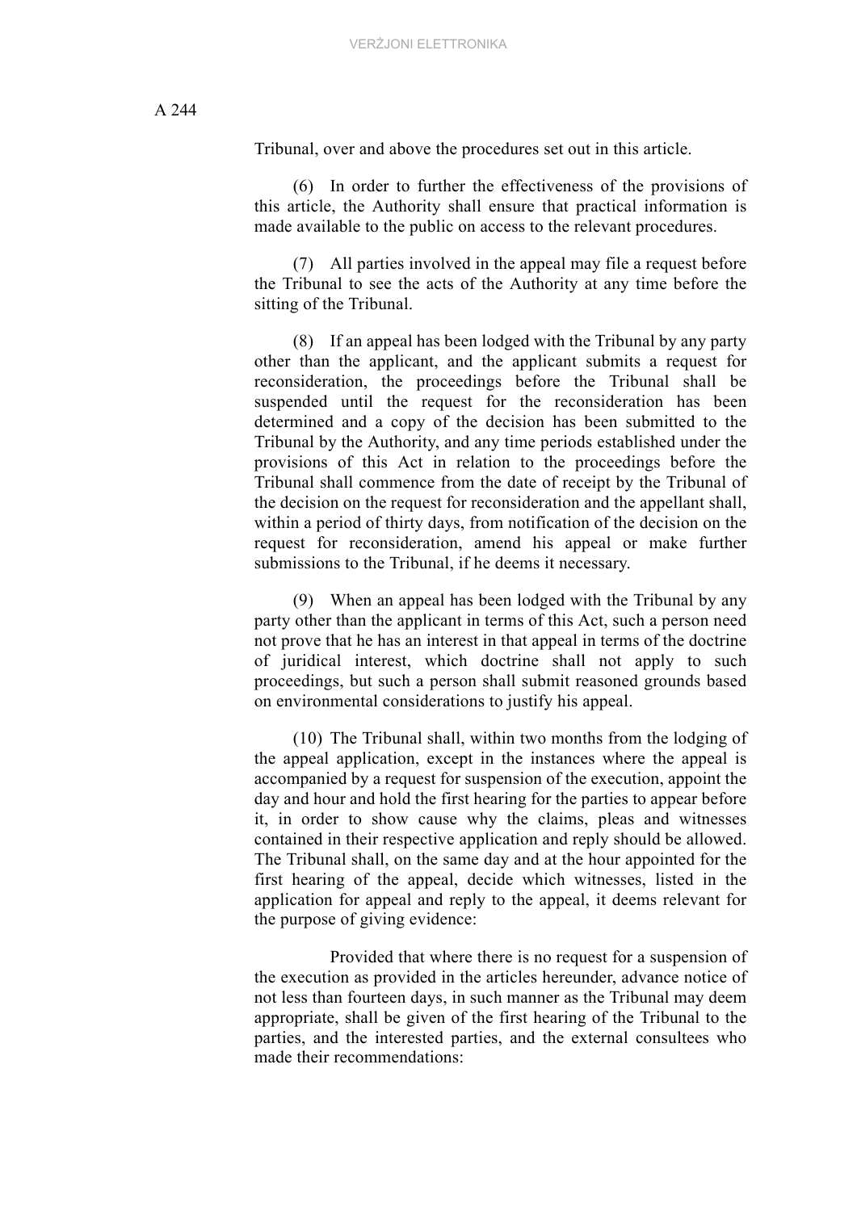Tribunal, over and above the procedures set out in this article.

(6) In order to further the effectiveness of the provisions of this article, the Authority shall ensure that practical information is made available to the public on access to the relevant procedures.

(7) All parties involved in the appeal may file a request before the Tribunal to see the acts of the Authority at any time before the sitting of the Tribunal.

(8) If an appeal has been lodged with the Tribunal by any party other than the applicant, and the applicant submits a request for reconsideration, the proceedings before the Tribunal shall be suspended until the request for the reconsideration has been determined and a copy of the decision has been submitted to the Tribunal by the Authority, and any time periods established under the provisions of this Act in relation to the proceedings before the Tribunal shall commence from the date of receipt by the Tribunal of the decision on the request for reconsideration and the appellant shall, within a period of thirty days, from notification of the decision on the request for reconsideration, amend his appeal or make further submissions to the Tribunal, if he deems it necessary.

(9) When an appeal has been lodged with the Tribunal by any party other than the applicant in terms of this Act, such a person need not prove that he has an interest in that appeal in terms of the doctrine of juridical interest, which doctrine shall not apply to such proceedings, but such a person shall submit reasoned grounds based on environmental considerations to justify his appeal.

(10) The Tribunal shall, within two months from the lodging of the appeal application, except in the instances where the appeal is accompanied by a request for suspension of the execution, appoint the day and hour and hold the first hearing for the parties to appear before it, in order to show cause why the claims, pleas and witnesses contained in their respective application and reply should be allowed. The Tribunal shall, on the same day and at the hour appointed for the first hearing of the appeal, decide which witnesses, listed in the application for appeal and reply to the appeal, it deems relevant for the purpose of giving evidence:

Provided that where there is no request for a suspension of the execution as provided in the articles hereunder, advance notice of not less than fourteen days, in such manner as the Tribunal may deem appropriate, shall be given of the first hearing of the Tribunal to the parties, and the interested parties, and the external consultees who made their recommendations: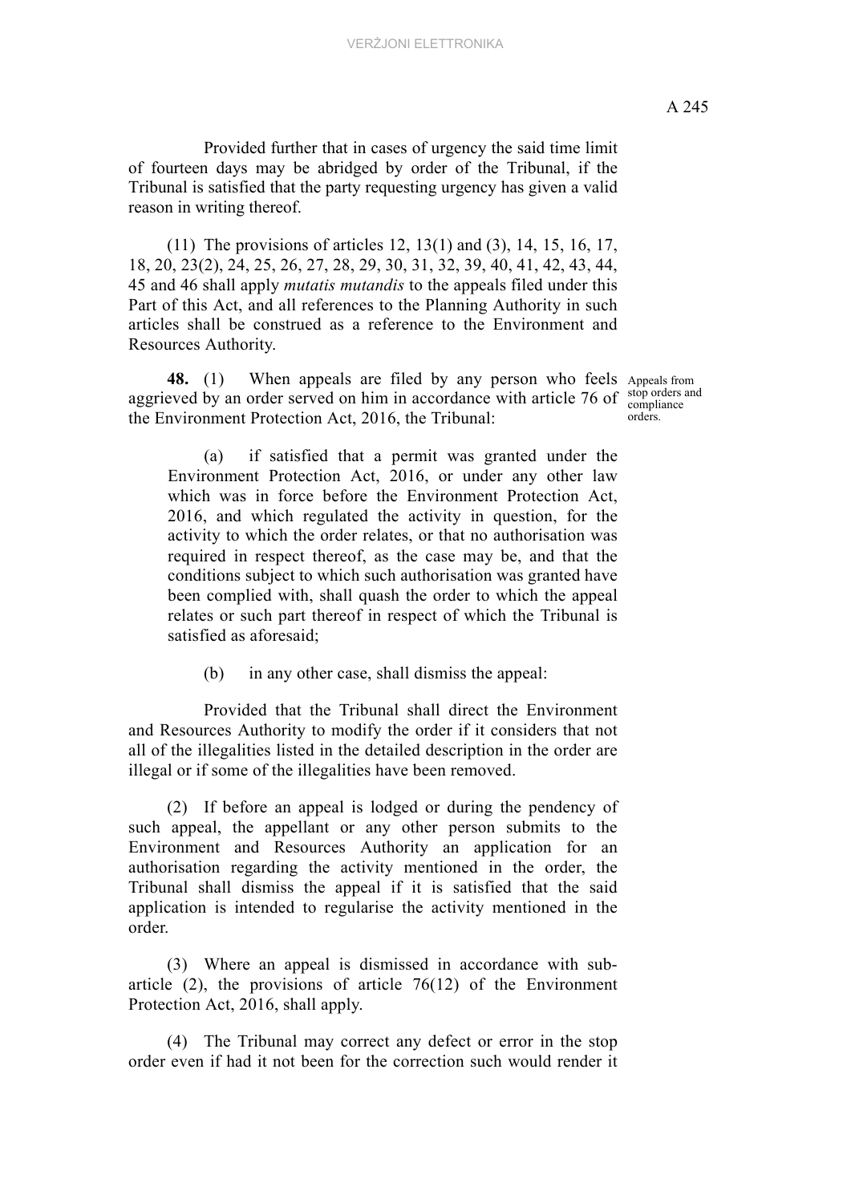Provided further that in cases of urgency the said time limit of fourteen days may be abridged by order of the Tribunal, if the Tribunal is satisfied that the party requesting urgency has given a valid reason in writing thereof.

(11) The provisions of articles 12, 13(1) and (3), 14, 15, 16, 17, 18, 20, 23(2), 24, 25, 26, 27, 28, 29, 30, 31, 32, 39, 40, 41, 42, 43, 44, 45 and 46 shall apply *mutatis mutandis* to the appeals filed under this Part of this Act, and all references to the Planning Authority in such articles shall be construed as a reference to the Environment and Resources Authority.

Appeals from stop orders and compliance orders.

**48.** (1) When appeals are filed by any person who feels aggrieved by an order served on him in accordance with article 76 of the Environment Protection Act, 2016, the Tribunal:

(a) if satisfied that a permit was granted under the Environment Protection Act, 2016, or under any other law which was in force before the Environment Protection Act, 2016, and which regulated the activity in question, for the activity to which the order relates, or that no authorisation was required in respect thereof, as the case may be, and that the conditions subject to which such authorisation was granted have been complied with, shall quash the order to which the appeal relates or such part thereof in respect of which the Tribunal is satisfied as aforesaid;

(b) in any other case, shall dismiss the appeal:

Provided that the Tribunal shall direct the Environment and Resources Authority to modify the order if it considers that not all of the illegalities listed in the detailed description in the order are illegal or if some of the illegalities have been removed.

(2) If before an appeal is lodged or during the pendency of such appeal, the appellant or any other person submits to the Environment and Resources Authority an application for an authorisation regarding the activity mentioned in the order, the Tribunal shall dismiss the appeal if it is satisfied that the said application is intended to regularise the activity mentioned in the order.

(3) Where an appeal is dismissed in accordance with sub-article (2), the provisions of article 76(12) of the Environment Protection Act, 2016, shall apply.

(4) The Tribunal may correct any defect or error in the stop order even if had it not been for the correction such would render it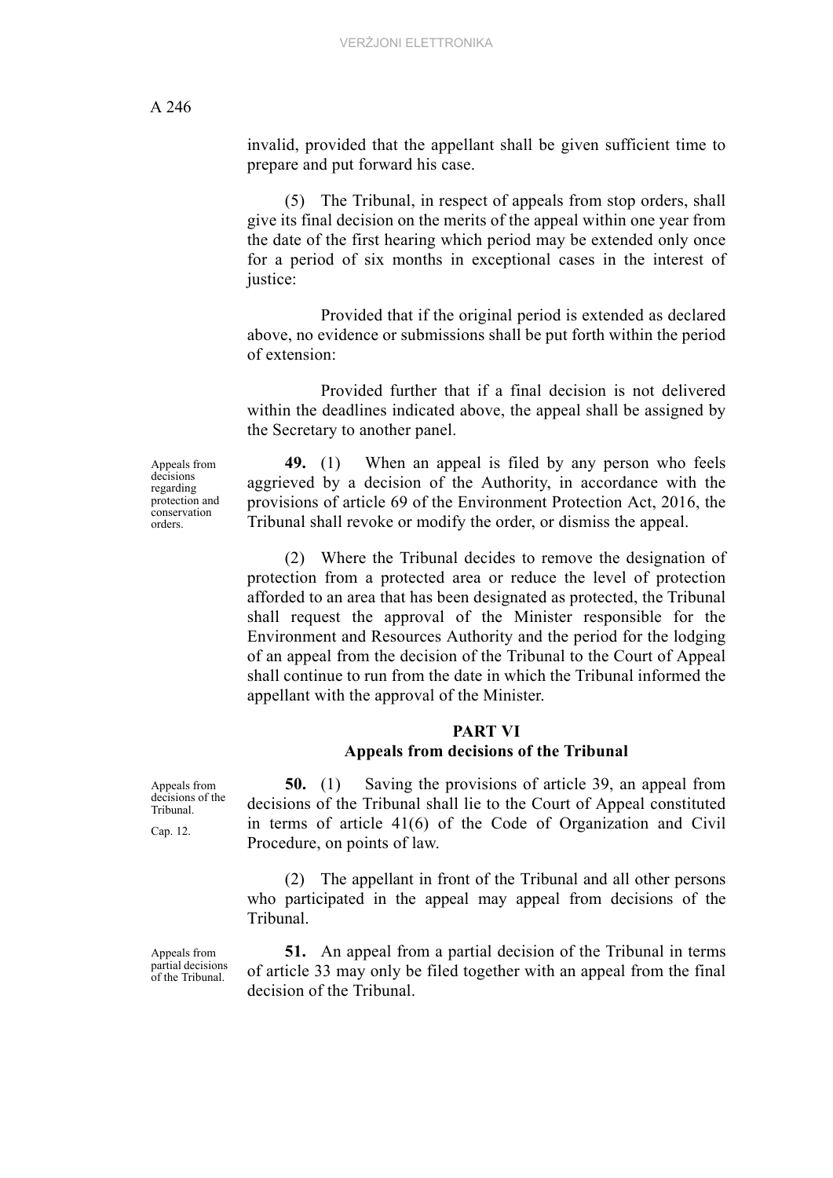invalid, provided that the appellant shall be given sufficient time to prepare and put forward his case.

(5) The Tribunal, in respect of appeals from stop orders, shall give its final decision on the merits of the appeal within one year from the date of the first hearing which period may be extended only once for a period of six months in exceptional cases in the interest of justice:

Provided that if the original period is extended as declared above, no evidence or submissions shall be put forth within the period of extension:

Provided further that if a final decision is not delivered within the deadlines indicated above, the appeal shall be assigned by the Secretary to another panel.

*Appeals from decisions regarding protection and conservation orders.*

**49.** (1) When an appeal is filed by any person who feels aggrieved by a decision of the Authority, in accordance with the provisions of article 69 of the Environment Protection Act, 2016, the Tribunal shall revoke or modify the order, or dismiss the appeal.

(2) Where the Tribunal decides to remove the designation of protection from a protected area or reduce the level of protection afforded to an area that has been designated as protected, the Tribunal shall request the approval of the Minister responsible for the Environment and Resources Authority and the period for the lodging of an appeal from the decision of the Tribunal to the Court of Appeal shall continue to run from the date in which the Tribunal informed the appellant with the approval of the Minister.

## PART VI
## Appeals from decisions of the Tribunal

*Appeals from decisions of the Tribunal.*

*Cap. 12.*

**50.** (1) Saving the provisions of article 39, an appeal from decisions of the Tribunal shall lie to the Court of Appeal constituted in terms of article 41(6) of the Code of Organization and Civil Procedure, on points of law.

(2) The appellant in front of the Tribunal and all other persons who participated in the appeal may appeal from decisions of the Tribunal.

*Appeals from partial decisions of the Tribunal.*

**51.** An appeal from a partial decision of the Tribunal in terms of article 33 may only be filed together with an appeal from the final decision of the Tribunal.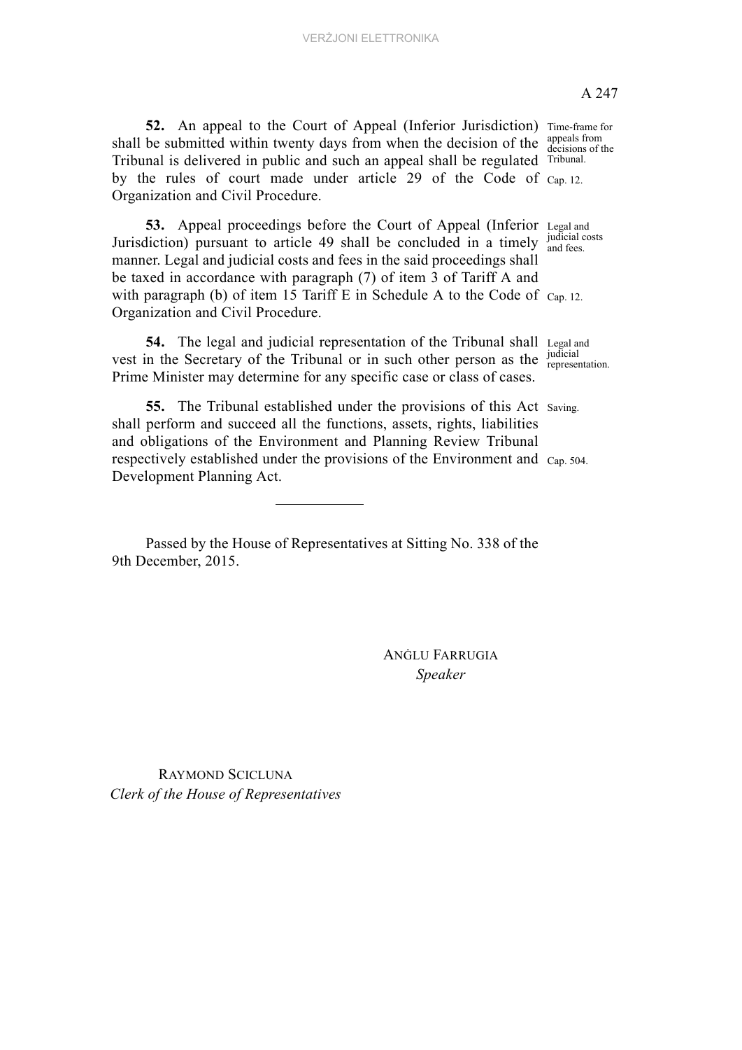**52.** An appeal to the Court of Appeal (Inferior Jurisdiction) shall be submitted within twenty days from when the decision of the Tribunal is delivered in public and such an appeal shall be regulated by the rules of court made under article 29 of the Code of Organization and Civil Procedure.

Time-frame for appeals from decisions of the Tribunal.
Cap. 12.

**53.** Appeal proceedings before the Court of Appeal (Inferior Jurisdiction) pursuant to article 49 shall be concluded in a timely manner. Legal and judicial costs and fees in the said proceedings shall be taxed in accordance with paragraph (7) of item 3 of Tariff A and with paragraph (b) of item 15 Tariff E in Schedule A to the Code of Organization and Civil Procedure.

Legal and judicial costs and fees.
Cap. 12.

**54.** The legal and judicial representation of the Tribunal shall vest in the Secretary of the Tribunal or in such other person as the Prime Minister may determine for any specific case or class of cases.

Legal and judicial representation.

**55.** The Tribunal established under the provisions of this Act shall perform and succeed all the functions, assets, rights, liabilities and obligations of the Environment and Planning Review Tribunal respectively established under the provisions of the Environment and Development Planning Act.

Saving.
Cap. 504.

---

Passed by the House of Representatives at Sitting No. 338 of the 9th December, 2015.

ANĠLU FARRUGIA
*Speaker*

RAYMOND SCICLUNA
*Clerk of the House of Representatives*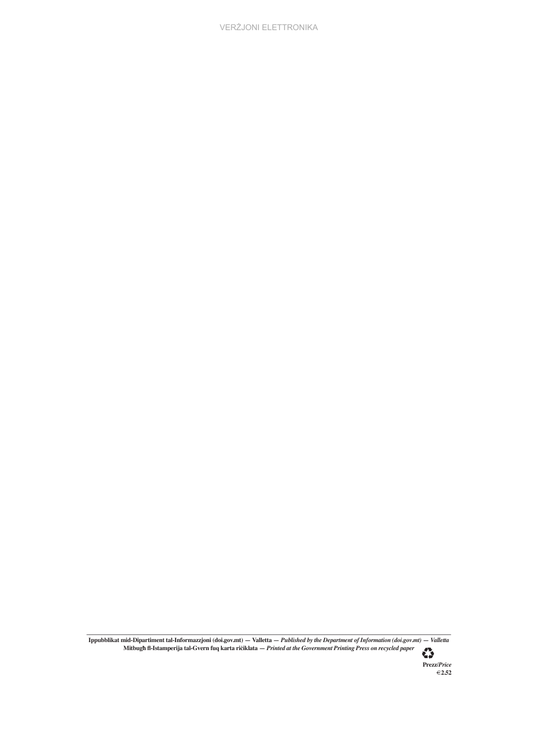Ippubblikat mid-Dipartiment tal-Informazzjoni (doi.gov.mt) — Valletta — *Published by the Department of Information (doi.gov.mt) — Valletta*
Mitbugħ fl-Istamperija tal-Gvern fuq karta riċiklata — *Printed at the Government Printing Press on recycled paper*

Prezz/*Price*
€2.52